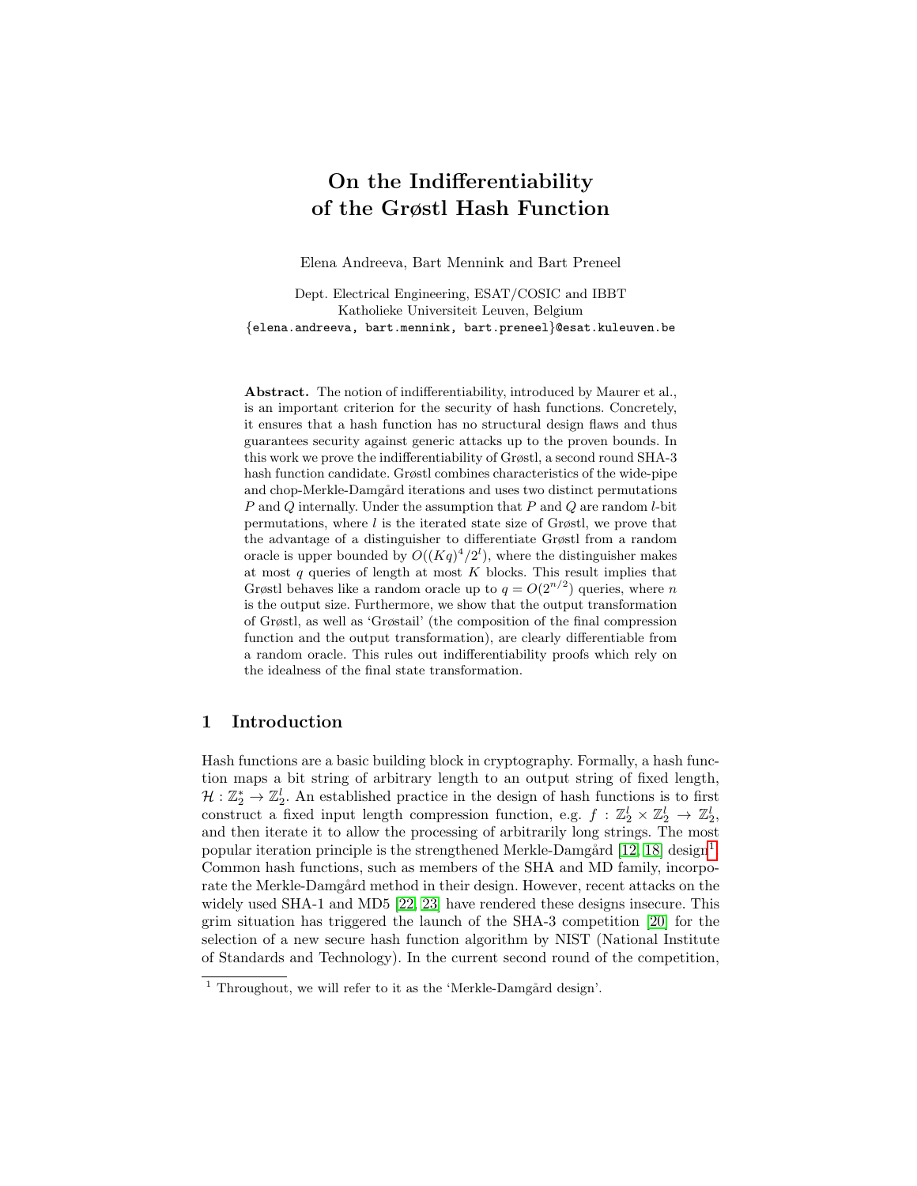# On the Indifferentiability of the Grøstl Hash Function

Elena Andreeva, Bart Mennink and Bart Preneel

Dept. Electrical Engineering, ESAT/COSIC and IBBT
Katholieke Universiteit Leuven, Belgium
{elena.andreeva, bart.mennink, bart.preneel}@esat.kuleuven.be

**Abstract.** The notion of indifferentiability, introduced by Maurer et al., is an important criterion for the security of hash functions. Concretely, it ensures that a hash function has no structural design flaws and thus guarantees security against generic attacks up to the proven bounds. In this work we prove the indifferentiability of Grøstl, a second round SHA-3 hash function candidate. Grøstl combines characteristics of the wide-pipe and chop-Merkle-Damgård iterations and uses two distinct permutations $P$ and $Q$ internally. Under the assumption that $P$ and $Q$ are random $l$-bit permutations, where $l$ is the iterated state size of Grøstl, we prove that the advantage of a distinguisher to differentiate Grøstl from a random oracle is upper bounded by $O((Kq)^4/2^l)$, where the distinguisher makes at most $q$ queries of length at most $K$ blocks. This result implies that Grøstl behaves like a random oracle up to $q = O(2^{n/2})$ queries, where $n$ is the output size. Furthermore, we show that the output transformation of Grøstl, as well as 'Grøstail' (the composition of the final compression function and the output transformation), are clearly differentiable from a random oracle. This rules out indifferentiability proofs which rely on the idealness of the final state transformation.

## 1 Introduction

Hash functions are a basic building block in cryptography. Formally, a hash function maps a bit string of arbitrary length to an output string of fixed length, $\mathcal{H} : \mathbb{Z}_2^* \to \mathbb{Z}_2^l$. An established practice in the design of hash functions is to first construct a fixed input length compression function, e.g. $f : \mathbb{Z}_2^l \times \mathbb{Z}_2^l \to \mathbb{Z}_2^l$, and then iterate it to allow the processing of arbitrarily long strings. The most popular iteration principle is the strengthened Merkle-Damgård [12, 18] design[1]. Common hash functions, such as members of the SHA and MD family, incorporate the Merkle-Damgård method in their design. However, recent attacks on the widely used SHA-1 and MD5 [22, 23] have rendered these designs insecure. This grim situation has triggered the launch of the SHA-3 competition [20] for the selection of a new secure hash function algorithm by NIST (National Institute of Standards and Technology). In the current second round of the competition,

[1] Throughout, we will refer to it as the 'Merkle-Damgård design'.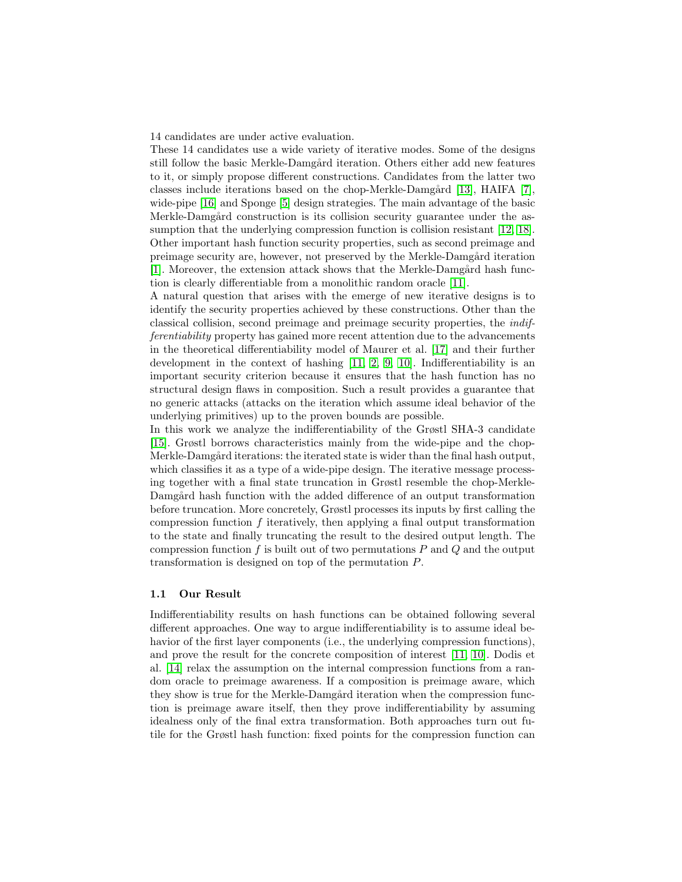14 candidates are under active evaluation.

These 14 candidates use a wide variety of iterative modes. Some of the designs still follow the basic Merkle-Damgård iteration. Others either add new features to it, or simply propose different constructions. Candidates from the latter two classes include iterations based on the chop-Merkle-Damgård [13], HAIFA [7], wide-pipe [16] and Sponge [5] design strategies. The main advantage of the basic Merkle-Damgård construction is its collision security guarantee under the assumption that the underlying compression function is collision resistant [12, 18]. Other important hash function security properties, such as second preimage and preimage security are, however, not preserved by the Merkle-Damgård iteration [1]. Moreover, the extension attack shows that the Merkle-Damgård hash function is clearly differentiable from a monolithic random oracle [11].

A natural question that arises with the emerge of new iterative designs is to identify the security properties achieved by these constructions. Other than the classical collision, second preimage and preimage security properties, the *indifferentiability* property has gained more recent attention due to the advancements in the theoretical differentiability model of Maurer et al. [17] and their further development in the context of hashing [11, 2, 9, 10]. Indifferentiability is an important security criterion because it ensures that the hash function has no structural design flaws in composition. Such a result provides a guarantee that no generic attacks (attacks on the iteration which assume ideal behavior of the underlying primitives) up to the proven bounds are possible.

In this work we analyze the indifferentiability of the Grøstl SHA-3 candidate [15]. Grøstl borrows characteristics mainly from the wide-pipe and the chop-Merkle-Damgård iterations: the iterated state is wider than the final hash output, which classifies it as a type of a wide-pipe design. The iterative message processing together with a final state truncation in Grøstl resemble the chop-Merkle-Damgård hash function with the added difference of an output transformation before truncation. More concretely, Grøstl processes its inputs by first calling the compression function $f$ iteratively, then applying a final output transformation to the state and finally truncating the result to the desired output length. The compression function $f$ is built out of two permutations $P$ and $Q$ and the output transformation is designed on top of the permutation $P$.

### 1.1 Our Result

Indifferentiability results on hash functions can be obtained following several different approaches. One way to argue indifferentiability is to assume ideal behavior of the first layer components (i.e., the underlying compression functions), and prove the result for the concrete composition of interest [11, 10]. Dodis et al. [14] relax the assumption on the internal compression functions from a random oracle to preimage awareness. If a composition is preimage aware, which they show is true for the Merkle-Damgård iteration when the compression function is preimage aware itself, then they prove indifferentiability by assuming idealness only of the final extra transformation. Both approaches turn out futile for the Grøstl hash function: fixed points for the compression function can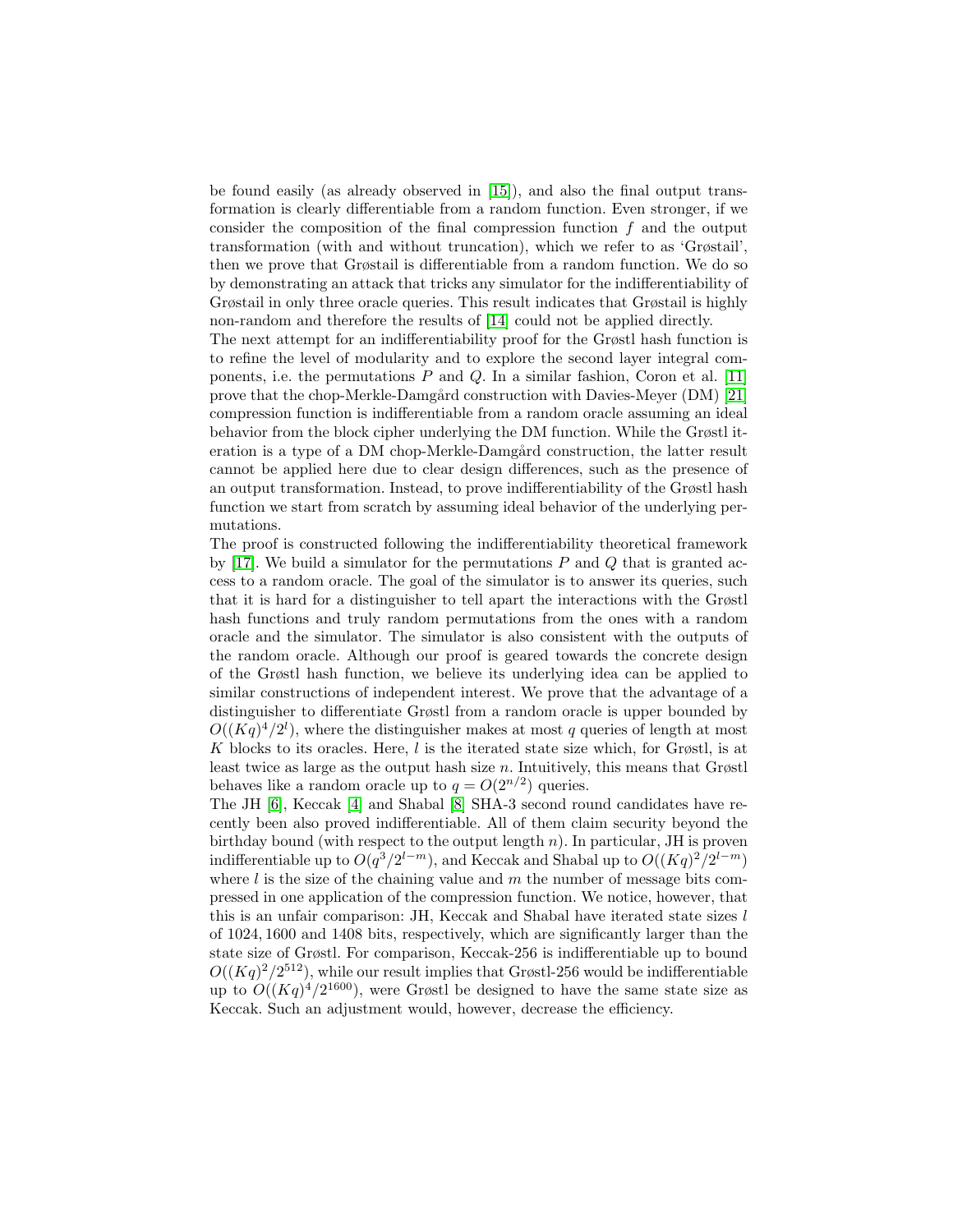be found easily (as already observed in [15]), and also the final output transformation is clearly differentiable from a random function. Even stronger, if we consider the composition of the final compression function $f$ and the output transformation (with and without truncation), which we refer to as 'Grøstail', then we prove that Grøstail is differentiable from a random function. We do so by demonstrating an attack that tricks any simulator for the indifferentiability of Grøstail in only three oracle queries. This result indicates that Grøstail is highly non-random and therefore the results of [14] could not be applied directly.

The next attempt for an indifferentiability proof for the Grøstl hash function is to refine the level of modularity and to explore the second layer integral components, i.e. the permutations $P$ and $Q$. In a similar fashion, Coron et al. [11] prove that the chop-Merkle-Damgård construction with Davies-Meyer (DM) [21] compression function is indifferentiable from a random oracle assuming an ideal behavior from the block cipher underlying the DM function. While the Grøstl iteration is a type of a DM chop-Merkle-Damgård construction, the latter result cannot be applied here due to clear design differences, such as the presence of an output transformation. Instead, to prove indifferentiability of the Grøstl hash function we start from scratch by assuming ideal behavior of the underlying permutations.

The proof is constructed following the indifferentiability theoretical framework by [17]. We build a simulator for the permutations $P$ and $Q$ that is granted access to a random oracle. The goal of the simulator is to answer its queries, such that it is hard for a distinguisher to tell apart the interactions with the Grøstl hash functions and truly random permutations from the ones with a random oracle and the simulator. The simulator is also consistent with the outputs of the random oracle. Although our proof is geared towards the concrete design of the Grøstl hash function, we believe its underlying idea can be applied to similar constructions of independent interest. We prove that the advantage of a distinguisher to differentiate Grøstl from a random oracle is upper bounded by $O((Kq)^4/2^l)$, where the distinguisher makes at most $q$ queries of length at most $K$ blocks to its oracles. Here, $l$ is the iterated state size which, for Grøstl, is at least twice as large as the output hash size $n$. Intuitively, this means that Grøstl behaves like a random oracle up to $q = O(2^{n/2})$ queries.

The JH [6], Keccak [4] and Shabal [8] SHA-3 second round candidates have recently been also proved indifferentiable. All of them claim security beyond the birthday bound (with respect to the output length $n$). In particular, JH is proven indifferentiable up to $O(q^3/2^{l-m})$, and Keccak and Shabal up to $O((Kq)^2/2^{l-m})$ where $l$ is the size of the chaining value and $m$ the number of message bits compressed in one application of the compression function. We notice, however, that this is an unfair comparison: JH, Keccak and Shabal have iterated state sizes $l$ of $1024, 1600$ and $1408$ bits, respectively, which are significantly larger than the state size of Grøstl. For comparison, Keccak-256 is indifferentiable up to bound $O((Kq)^2/2^{512})$, while our result implies that Grøstl-256 would be indifferentiable up to $O((Kq)^4/2^{1600})$, were Grøstl be designed to have the same state size as Keccak. Such an adjustment would, however, decrease the efficiency.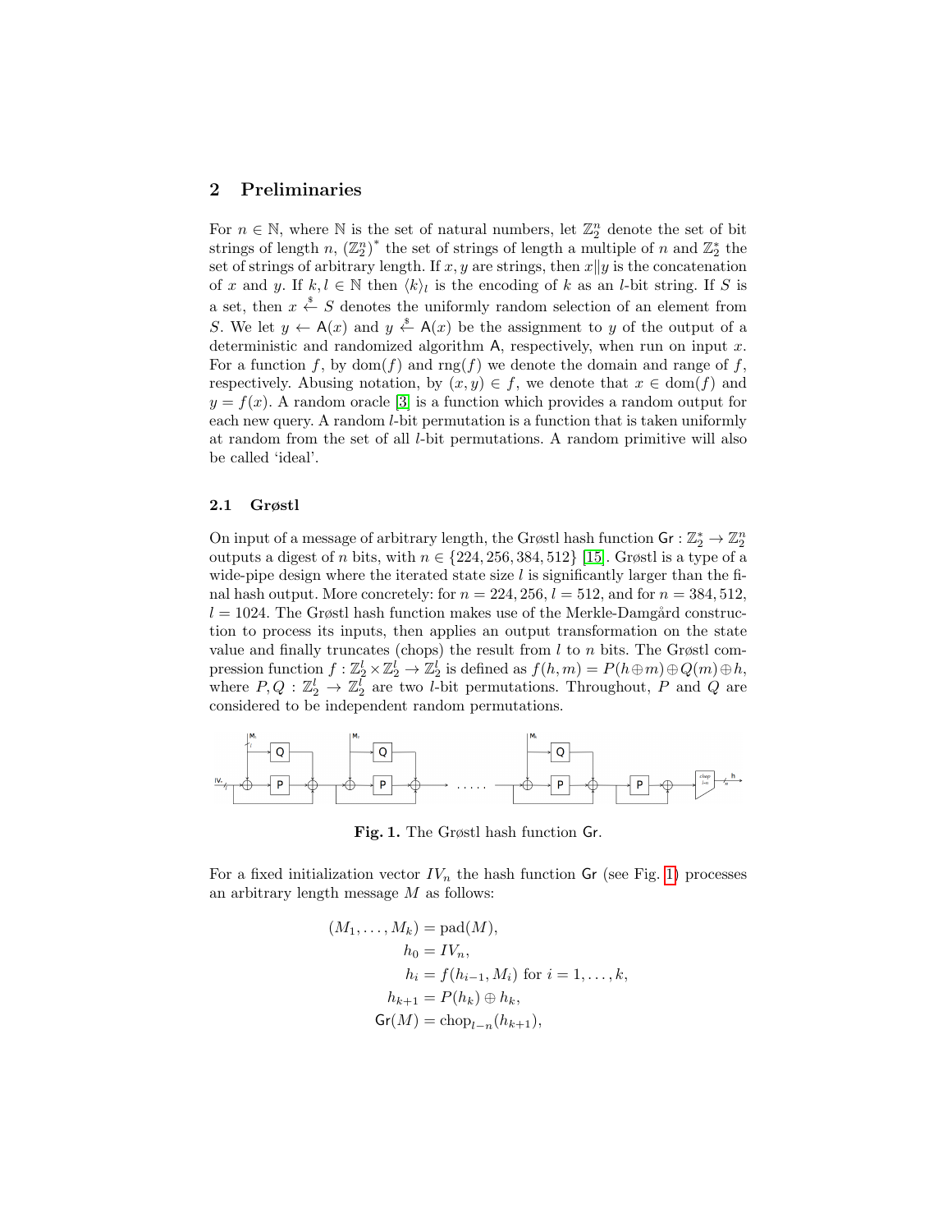## 2 Preliminaries

For $n \in \mathbb{N}$, where $\mathbb{N}$ is the set of natural numbers, let $\mathbb{Z}_2^n$ denote the set of bit strings of length $n$, $(\mathbb{Z}_2^n)^*$ the set of strings of length a multiple of $n$ and $\mathbb{Z}_2^*$ the set of strings of arbitrary length. If $x, y$ are strings, then $x \| y$ is the concatenation of $x$ and $y$. If $k, l \in \mathbb{N}$ then $\langle k \rangle_l$ is the encoding of $k$ as an $l$-bit string. If $S$ is a set, then $x \stackrel{\$}{\leftarrow} S$ denotes the uniformly random selection of an element from $S$. We let $y \leftarrow \mathsf{A}(x)$ and $y \stackrel{\$}{\leftarrow} \mathsf{A}(x)$ be the assignment to $y$ of the output of a deterministic and randomized algorithm $\mathsf{A}$, respectively, when run on input $x$. For a function $f$, by $\mathrm{dom}(f)$ and $\mathrm{rng}(f)$ we denote the domain and range of $f$, respectively. Abusing notation, by $(x, y) \in f$, we denote that $x \in \mathrm{dom}(f)$ and $y = f(x)$. A random oracle [3] is a function which provides a random output for each new query. A random $l$-bit permutation is a function that is taken uniformly at random from the set of all $l$-bit permutations. A random primitive will also be called 'ideal'.

### 2.1 Grøstl

On input of a message of arbitrary length, the Grøstl hash function $\mathsf{Gr} : \mathbb{Z}_2^* \to \mathbb{Z}_2^n$ outputs a digest of $n$ bits, with $n \in \{224, 256, 384, 512\}$ [15]. Grøstl is a type of a wide-pipe design where the iterated state size $l$ is significantly larger than the final hash output. More concretely: for $n = 224, 256$, $l = 512$, and for $n = 384, 512$, $l = 1024$. The Grøstl hash function makes use of the Merkle-Damgård construction to process its inputs, then applies an output transformation on the state value and finally truncates (chops) the result from $l$ to $n$ bits. The Grøstl compression function $f : \mathbb{Z}_2^l \times \mathbb{Z}_2^l \to \mathbb{Z}_2^l$ is defined as $f(h, m) = P(h \oplus m) \oplus Q(m) \oplus h$, where $P, Q : \mathbb{Z}_2^l \to \mathbb{Z}_2^l$ are two $l$-bit permutations. Throughout, $P$ and $Q$ are considered to be independent random permutations.

**Fig. 1.** The Grøstl hash function $\mathsf{Gr}$.

For a fixed initialization vector $IV_n$ the hash function $\mathsf{Gr}$ (see Fig. 1) processes an arbitrary length message $M$ as follows:

$$
\begin{aligned}
(M_1, \ldots, M_k) &= \mathrm{pad}(M), \\
h_0 &= IV_n, \\
h_i &= f(h_{i-1}, M_i) \text{ for } i = 1, \ldots, k, \\
h_{k+1} &= P(h_k) \oplus h_k, \\
\mathsf{Gr}(M) &= \mathrm{chop}_{l-n}(h_{k+1}),
\end{aligned}
$$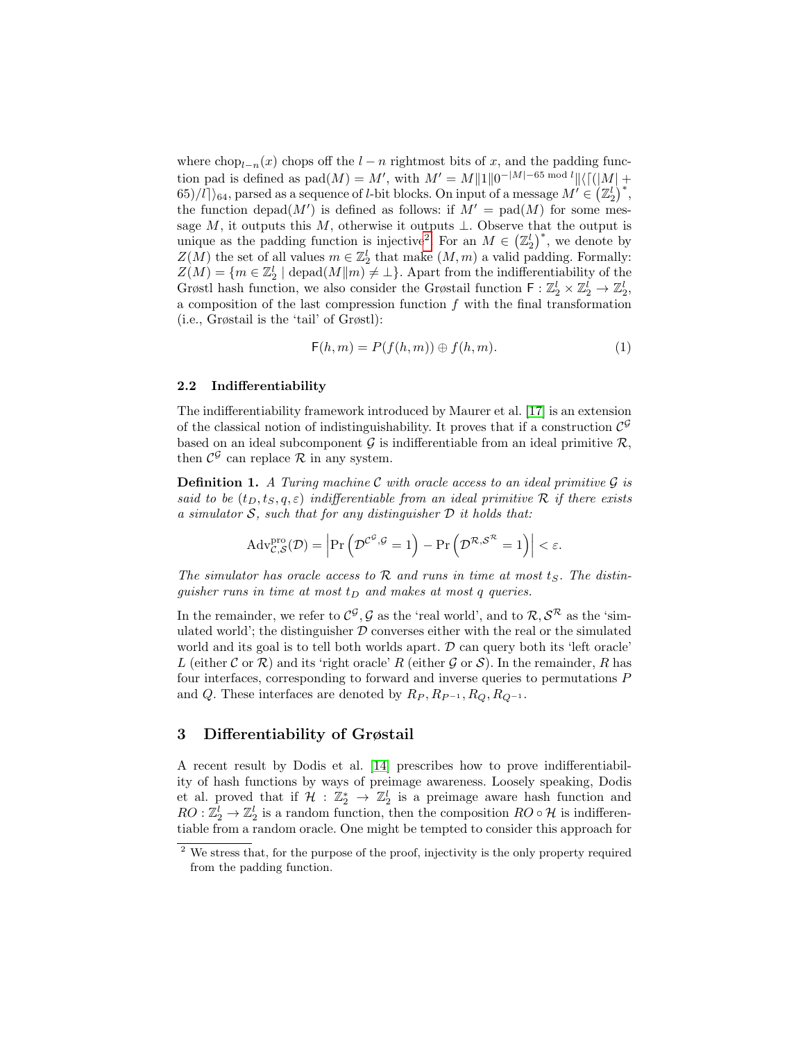where $\text{chop}_{l-n}(x)$ chops off the $l-n$ rightmost bits of $x$, and the padding function pad is defined as $\text{pad}(M) = M'$, with $M' = M\|1\|0^{-|M|-65 \bmod l}\|\langle\lceil(|M|+65)/l\rceil\rangle_{64}$, parsed as a sequence of $l$-bit blocks. On input of a message $M' \in (\mathbb{Z}_2^l)^*$, the function $\text{depad}(M')$ is defined as follows: if $M' = \text{pad}(M)$ for some message $M$, it outputs this $M$, otherwise it outputs $\perp$. Observe that the output is unique as the padding function is injective[2]. For an $M \in (\mathbb{Z}_2^l)^*$, we denote by $Z(M)$ the set of all values $m \in \mathbb{Z}_2^l$ that make $(M, m)$ a valid padding. Formally: $Z(M) = \{m \in \mathbb{Z}_2^l \mid \text{depad}(M\|m) \neq \perp\}$. Apart from the indifferentiability of the Grøstl hash function, we also consider the Grøstail function $\mathsf{F} : \mathbb{Z}_2^l \times \mathbb{Z}_2^l \to \mathbb{Z}_2^l$, a composition of the last compression function $f$ with the final transformation (i.e., Grøstail is the 'tail' of Grøstl):

$$\mathsf{F}(h, m) = P(f(h, m)) \oplus f(h, m). \tag{1}$$

### 2.2 Indifferentiability

The indifferentiability framework introduced by Maurer et al. [17] is an extension of the classical notion of indistinguishability. It proves that if a construction $\mathcal{C}^{\mathcal{G}}$ based on an ideal subcomponent $\mathcal{G}$ is indifferentiable from an ideal primitive $\mathcal{R}$, then $\mathcal{C}^{\mathcal{G}}$ can replace $\mathcal{R}$ in any system.

**Definition 1.** *A Turing machine $\mathcal{C}$ with oracle access to an ideal primitive $\mathcal{G}$ is said to be $(t_D, t_S, q, \varepsilon)$ indifferentiable from an ideal primitive $\mathcal{R}$ if there exists a simulator $\mathcal{S}$, such that for any distinguisher $\mathcal{D}$ it holds that:*

$$\text{Adv}_{\mathcal{C},\mathcal{S}}^{\text{pro}}(\mathcal{D}) = \left|\Pr\left(\mathcal{D}^{\mathcal{C}^{\mathcal{G}},\mathcal{G}} = 1\right) - \Pr\left(\mathcal{D}^{\mathcal{R},\mathcal{S}^{\mathcal{R}}} = 1\right)\right| < \varepsilon.$$

*The simulator has oracle access to $\mathcal{R}$ and runs in time at most $t_S$. The distinguisher runs in time at most $t_D$ and makes at most $q$ queries.*

In the remainder, we refer to $\mathcal{C}^{\mathcal{G}}, \mathcal{G}$ as the 'real world', and to $\mathcal{R}, \mathcal{S}^{\mathcal{R}}$ as the 'simulated world'; the distinguisher $\mathcal{D}$ converses either with the real or the simulated world and its goal is to tell both worlds apart. $\mathcal{D}$ can query both its 'left oracle' $L$ (either $\mathcal{C}$ or $\mathcal{R}$) and its 'right oracle' $R$ (either $\mathcal{G}$ or $\mathcal{S}$). In the remainder, $R$ has four interfaces, corresponding to forward and inverse queries to permutations $P$ and $Q$. These interfaces are denoted by $R_P, R_{P^{-1}}, R_Q, R_{Q^{-1}}$.

## 3 Differentiability of Grøstail

A recent result by Dodis et al. [14] prescribes how to prove indifferentiability of hash functions by ways of preimage awareness. Loosely speaking, Dodis et al. proved that if $\mathcal{H} : \mathbb{Z}_2^* \to \mathbb{Z}_2^l$ is a preimage aware hash function and $RO : \mathbb{Z}_2^l \to \mathbb{Z}_2^l$ is a random function, then the composition $RO \circ \mathcal{H}$ is indifferentiable from a random oracle. One might be tempted to consider this approach for

[2] We stress that, for the purpose of the proof, injectivity is the only property required from the padding function.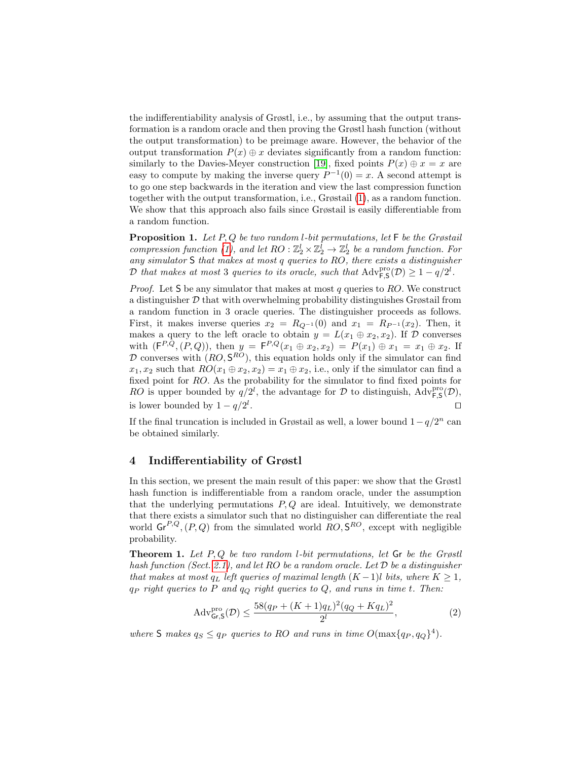the indifferentiability analysis of Grøstl, i.e., by assuming that the output transformation is a random oracle and then proving the Grøstl hash function (without the output transformation) to be preimage aware. However, the behavior of the output transformation $P(x) \oplus x$ deviates significantly from a random function: similarly to the Davies-Meyer construction [19], fixed points $P(x) \oplus x = x$ are easy to compute by making the inverse query $P^{-1}(0) = x$. A second attempt is to go one step backwards in the iteration and view the last compression function together with the output transformation, i.e., Grøstail (1), as a random function. We show that this approach also fails since Grøstail is easily differentiable from a random function.

**Proposition 1.** *Let $P, Q$ be two random $l$-bit permutations, let $\mathsf{F}$ be the Grøstail compression function (1), and let $RO : \mathbb{Z}_2^l \times \mathbb{Z}_2^l \to \mathbb{Z}_2^l$ be a random function. For any simulator $\mathsf{S}$ that makes at most $q$ queries to $RO$, there exists a distinguisher $\mathcal{D}$ that makes at most 3 queries to its oracle, such that $\mathrm{Adv}^{\mathrm{pro}}_{\mathsf{F},\mathsf{S}}(\mathcal{D}) \geq 1 - q/2^l$.*

*Proof.* Let $\mathsf{S}$ be any simulator that makes at most $q$ queries to $RO$. We construct a distinguisher $\mathcal{D}$ that with overwhelming probability distinguishes Grøstail from a random function in 3 oracle queries. The distinguisher proceeds as follows. First, it makes inverse queries $x_2 = R_{Q^{-1}}(0)$ and $x_1 = R_{P^{-1}}(x_2)$. Then, it makes a query to the left oracle to obtain $y = L(x_1 \oplus x_2, x_2)$. If $\mathcal{D}$ converses with $(\mathsf{F}^{P,Q}, (P, Q))$, then $y = \mathsf{F}^{P,Q}(x_1 \oplus x_2, x_2) = P(x_1) \oplus x_1 = x_1 \oplus x_2$. If $\mathcal{D}$ converses with $(RO, \mathsf{S}^{RO})$, this equation holds only if the simulator can find $x_1, x_2$ such that $RO(x_1 \oplus x_2, x_2) = x_1 \oplus x_2$, i.e., only if the simulator can find a fixed point for $RO$. As the probability for the simulator to find fixed points for $RO$ is upper bounded by $q/2^l$, the advantage for $\mathcal{D}$ to distinguish, $\mathrm{Adv}^{\mathrm{pro}}_{\mathsf{F},\mathsf{S}}(\mathcal{D})$, is lower bounded by $1 - q/2^l$. □

If the final truncation is included in Grøstail as well, a lower bound $1 - q/2^n$ can be obtained similarly.

## 4 Indifferentiability of Grøstl

In this section, we present the main result of this paper: we show that the Grøstl hash function is indifferentiable from a random oracle, under the assumption that the underlying permutations $P, Q$ are ideal. Intuitively, we demonstrate that there exists a simulator such that no distinguisher can differentiate the real world $\mathsf{Gr}^{P,Q}, (P, Q)$ from the simulated world $RO, \mathsf{S}^{RO}$, except with negligible probability.

**Theorem 1.** *Let $P, Q$ be two random $l$-bit permutations, let $\mathsf{Gr}$ be the Grøstl hash function (Sect. 2.1), and let $RO$ be a random oracle. Let $\mathcal{D}$ be a distinguisher that makes at most $q_L$ left queries of maximal length $(K-1)l$ bits, where $K \geq 1$, $q_P$ right queries to $P$ and $q_Q$ right queries to $Q$, and runs in time $t$. Then:*

$$\mathrm{Adv}^{\mathrm{pro}}_{\mathsf{Gr},\mathsf{S}}(\mathcal{D}) \leq \frac{58(q_P + (K+1)q_L)^2(q_Q + Kq_L)^2}{2^l}, \tag{2}$$

*where $\mathsf{S}$ makes $q_S \leq q_P$ queries to $RO$ and runs in time $O(\max\{q_P, q_Q\}^4)$.*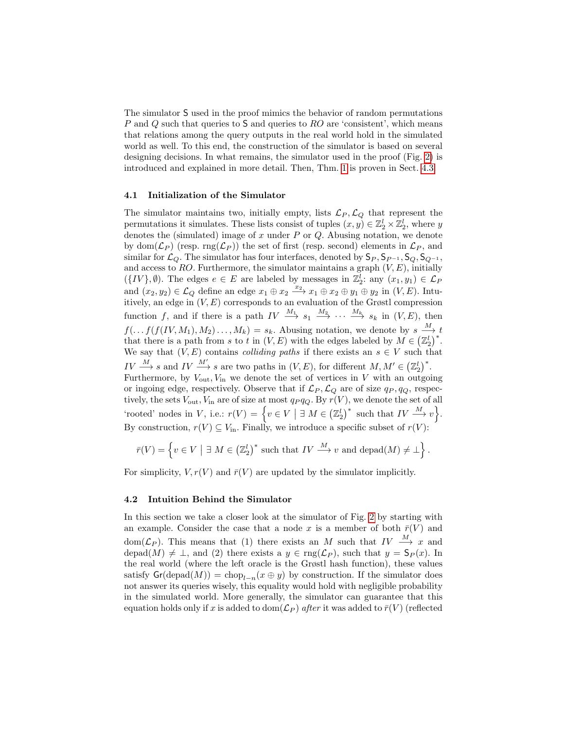The simulator $\mathsf{S}$ used in the proof mimics the behavior of random permutations $P$ and $Q$ such that queries to $\mathsf{S}$ and queries to $RO$ are 'consistent', which means that relations among the query outputs in the real world hold in the simulated world as well. To this end, the construction of the simulator is based on several designing decisions. In what remains, the simulator used in the proof (Fig. 2) is introduced and explained in more detail. Then, Thm. 1 is proven in Sect. 4.3.

### 4.1 Initialization of the Simulator

The simulator maintains two, initially empty, lists $\mathcal{L}_P, \mathcal{L}_Q$ that represent the permutations it simulates. These lists consist of tuples $(x, y) \in \mathbb{Z}_2^l \times \mathbb{Z}_2^l$, where $y$ denotes the (simulated) image of $x$ under $P$ or $Q$. Abusing notation, we denote by $\mathrm{dom}(\mathcal{L}_P)$ (resp. $\mathrm{rng}(\mathcal{L}_P)$) the set of first (resp. second) elements in $\mathcal{L}_P$, and similar for $\mathcal{L}_Q$. The simulator has four interfaces, denoted by $\mathsf{S}_P, \mathsf{S}_{P^{-1}}, \mathsf{S}_Q, \mathsf{S}_{Q^{-1}}$, and access to $RO$. Furthermore, the simulator maintains a graph $(V, E)$, initially $(\{IV\}, \emptyset)$. The edges $e \in E$ are labeled by messages in $\mathbb{Z}_2^l$: any $(x_1, y_1) \in \mathcal{L}_P$ and $(x_2, y_2) \in \mathcal{L}_Q$ define an edge $x_1 \oplus x_2 \xrightarrow{x_2} x_1 \oplus x_2 \oplus y_1 \oplus y_2$ in $(V, E)$. Intuitively, an edge in $(V, E)$ corresponds to an evaluation of the Grøstl compression function $f$, and if there is a path $IV \xrightarrow{M_1} s_1 \xrightarrow{M_2} \cdots \xrightarrow{M_k} s_k$ in $(V, E)$, then $f(\ldots f(f(IV, M_1), M_2) \ldots, M_k) = s_k$. Abusing notation, we denote by $s \xrightarrow{M} t$ that there is a path from $s$ to $t$ in $(V, E)$ with the edges labeled by $M \in \left(\mathbb{Z}_2^l\right)^*$. We say that $(V, E)$ contains *colliding paths* if there exists an $s \in V$ such that $IV \xrightarrow{M} s$ and $IV \xrightarrow{M'} s$ are two paths in $(V, E)$, for different $M, M' \in \left(\mathbb{Z}_2^l\right)^*$. Furthermore, by $V_{\mathrm{out}}, V_{\mathrm{in}}$ we denote the set of vertices in $V$ with an outgoing or ingoing edge, respectively. Observe that if $\mathcal{L}_P, \mathcal{L}_Q$ are of size $q_P, q_Q$, respectively, the sets $V_{\mathrm{out}}, V_{\mathrm{in}}$ are of size at most $q_P q_Q$. By $r(V)$, we denote the set of all 'rooted' nodes in $V$, i.e.: $r(V) = \left\{v \in V \mid \exists\, M \in \left(\mathbb{Z}_2^l\right)^* \text{ such that } IV \xrightarrow{M} v\right\}$. By construction, $r(V) \subseteq V_{\mathrm{in}}$. Finally, we introduce a specific subset of $r(V)$:

$$\bar{r}(V) = \left\{v \in V \mid \exists\, M \in \left(\mathbb{Z}_2^l\right)^* \text{ such that } IV \xrightarrow{M} v \text{ and } \mathrm{depad}(M) \neq \bot\right\}.$$

For simplicity, $V, r(V)$ and $\bar{r}(V)$ are updated by the simulator implicitly.

### 4.2 Intuition Behind the Simulator

In this section we take a closer look at the simulator of Fig. 2 by starting with an example. Consider the case that a node $x$ is a member of both $\bar{r}(V)$ and $\mathrm{dom}(\mathcal{L}_P)$. This means that (1) there exists an $M$ such that $IV \xrightarrow{M} x$ and $\mathrm{depad}(M) \neq \bot$, and (2) there exists a $y \in \mathrm{rng}(\mathcal{L}_P)$, such that $y = \mathsf{S}_P(x)$. In the real world (where the left oracle is the Grøstl hash function), these values satisfy $\mathsf{Gr}(\mathrm{depad}(M)) = \mathrm{chop}_{l-n}(x \oplus y)$ by construction. If the simulator does not answer its queries wisely, this equality would hold with negligible probability in the simulated world. More generally, the simulator can guarantee that this equation holds only if $x$ is added to $\mathrm{dom}(\mathcal{L}_P)$ *after* it was added to $\bar{r}(V)$ (reflected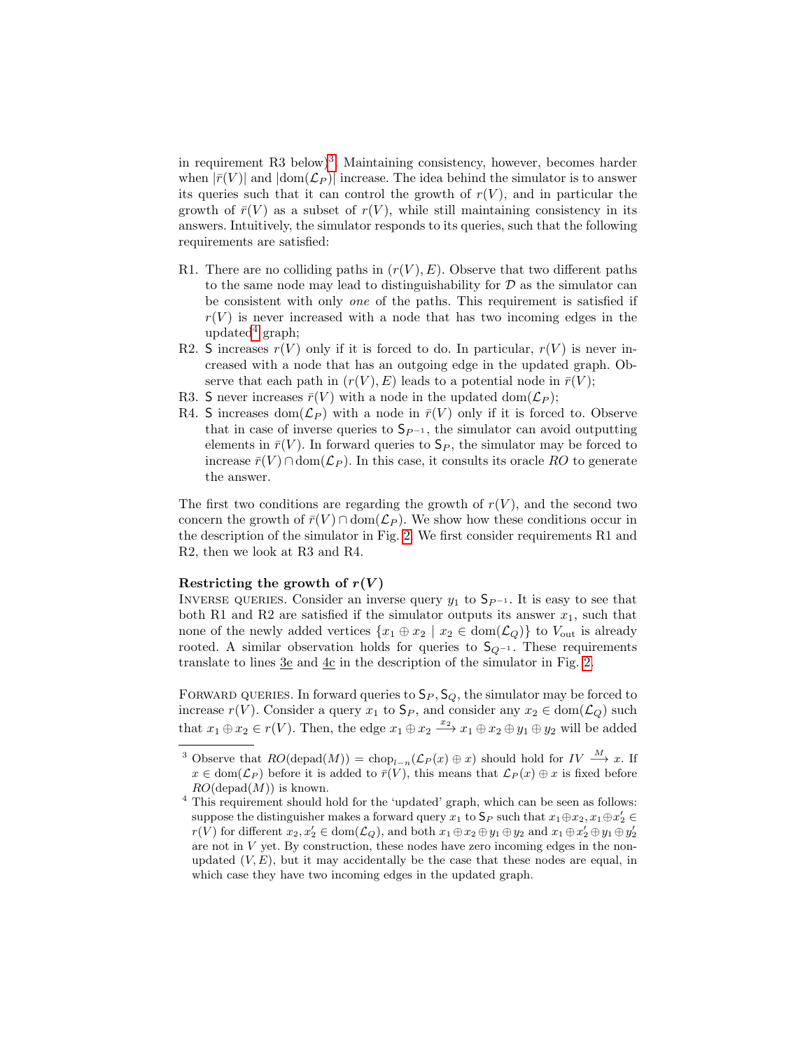in requirement R3 below)[3]. Maintaining consistency, however, becomes harder when $|\bar{r}(V)|$ and $|\text{dom}(\mathcal{L}_P)|$ increase. The idea behind the simulator is to answer its queries such that it can control the growth of $r(V)$, and in particular the growth of $\bar{r}(V)$ as a subset of $r(V)$, while still maintaining consistency in its answers. Intuitively, the simulator responds to its queries, such that the following requirements are satisfied:

R1. There are no colliding paths in $(r(V), E)$. Observe that two different paths to the same node may lead to distinguishability for $\mathcal{D}$ as the simulator can be consistent with only *one* of the paths. This requirement is satisfied if $r(V)$ is never increased with a node that has two incoming edges in the updated[4] graph;

R2. $\mathsf{S}$ increases $r(V)$ only if it is forced to do. In particular, $r(V)$ is never increased with a node that has an outgoing edge in the updated graph. Observe that each path in $(r(V), E)$ leads to a potential node in $\bar{r}(V)$;

R3. $\mathsf{S}$ never increases $\bar{r}(V)$ with a node in the updated $\text{dom}(\mathcal{L}_P)$;

R4. $\mathsf{S}$ increases $\text{dom}(\mathcal{L}_P)$ with a node in $\bar{r}(V)$ only if it is forced to. Observe that in case of inverse queries to $\mathsf{S}_{P^{-1}}$, the simulator can avoid outputting elements in $\bar{r}(V)$. In forward queries to $\mathsf{S}_P$, the simulator may be forced to increase $\bar{r}(V) \cap \text{dom}(\mathcal{L}_P)$. In this case, it consults its oracle $RO$ to generate the answer.

The first two conditions are regarding the growth of $r(V)$, and the second two concern the growth of $\bar{r}(V) \cap \text{dom}(\mathcal{L}_P)$. We show how these conditions occur in the description of the simulator in Fig. 2. We first consider requirements R1 and R2, then we look at R3 and R4.

**Restricting the growth of $r(V)$**

INVERSE QUERIES. Consider an inverse query $y_1$ to $\mathsf{S}_{P^{-1}}$. It is easy to see that both R1 and R2 are satisfied if the simulator outputs its answer $x_1$, such that none of the newly added vertices $\{x_1 \oplus x_2 \mid x_2 \in \text{dom}(\mathcal{L}_Q)\}$ to $V_{\text{out}}$ is already rooted. A similar observation holds for queries to $\mathsf{S}_{Q^{-1}}$. These requirements translate to lines 3e and 4c in the description of the simulator in Fig. 2.

FORWARD QUERIES. In forward queries to $\mathsf{S}_P, \mathsf{S}_Q$, the simulator may be forced to increase $r(V)$. Consider a query $x_1$ to $\mathsf{S}_P$, and consider any $x_2 \in \text{dom}(\mathcal{L}_Q)$ such that $x_1 \oplus x_2 \in r(V)$. Then, the edge $x_1 \oplus x_2 \xrightarrow{x_2} x_1 \oplus x_2 \oplus y_1 \oplus y_2$ will be added

[3] Observe that $RO(\text{depad}(M)) = \text{chop}_{l-n}(\mathcal{L}_P(x) \oplus x)$ should hold for $IV \xrightarrow{M} x$. If $x \in \text{dom}(\mathcal{L}_P)$ before it is added to $\bar{r}(V)$, this means that $\mathcal{L}_P(x) \oplus x$ is fixed before $RO(\text{depad}(M))$ is known.

[4] This requirement should hold for the 'updated' graph, which can be seen as follows: suppose the distinguisher makes a forward query $x_1$ to $\mathsf{S}_P$ such that $x_1 \oplus x_2, x_1 \oplus x_2' \in r(V)$ for different $x_2, x_2' \in \text{dom}(\mathcal{L}_Q)$, and both $x_1 \oplus x_2 \oplus y_1 \oplus y_2$ and $x_1 \oplus x_2' \oplus y_1 \oplus y_2'$ are not in $V$ yet. By construction, these nodes have zero incoming edges in the non-updated $(V, E)$, but it may accidentally be the case that these nodes are equal, in which case they have two incoming edges in the updated graph.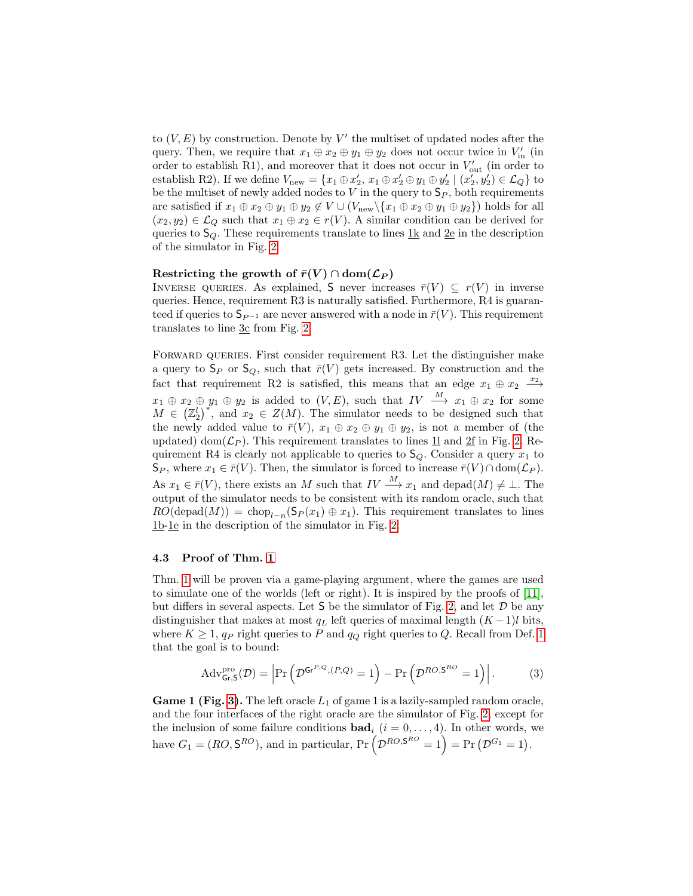to $(V, E)$ by construction. Denote by $V'$ the multiset of updated nodes after the query. Then, we require that $x_1 \oplus x_2 \oplus y_1 \oplus y_2$ does not occur twice in $V'_{\text{in}}$ (in order to establish R1), and moreover that it does not occur in $V'_{\text{out}}$ (in order to establish R2). If we define $V_{\text{new}} = \{x_1 \oplus x'_2,\ x_1 \oplus x'_2 \oplus y_1 \oplus y'_2 \mid (x'_2, y'_2) \in \mathcal{L}_Q\}$ to be the multiset of newly added nodes to $V$ in the query to $\mathsf{S}_P$, both requirements are satisfied if $x_1 \oplus x_2 \oplus y_1 \oplus y_2 \notin V \cup (V_{\text{new}} \backslash \{x_1 \oplus x_2 \oplus y_1 \oplus y_2\})$ holds for all $(x_2, y_2) \in \mathcal{L}_Q$ such that $x_1 \oplus x_2 \in r(V)$. A similar condition can be derived for queries to $\mathsf{S}_Q$. These requirements translate to lines 1k and 2e in the description of the simulator in Fig. 2.

**Restricting the growth of $\bar{r}(V) \cap \text{dom}(\mathcal{L}_P)$**

Inverse queries. As explained, $\mathsf{S}$ never increases $\bar{r}(V) \subseteq r(V)$ in inverse queries. Hence, requirement R3 is naturally satisfied. Furthermore, R4 is guaranteed if queries to $\mathsf{S}_{P^{-1}}$ are never answered with a node in $\bar{r}(V)$. This requirement translates to line 3c from Fig. 2.

Forward queries. First consider requirement R3. Let the distinguisher make a query to $\mathsf{S}_P$ or $\mathsf{S}_Q$, such that $\bar{r}(V)$ gets increased. By construction and the fact that requirement R2 is satisfied, this means that an edge $x_1 \oplus x_2 \xrightarrow{x_2} x_1 \oplus x_2 \oplus y_1 \oplus y_2$ is added to $(V, E)$, such that $IV \xrightarrow{M} x_1 \oplus x_2$ for some $M \in \left(\mathbb{Z}_2^l\right)^*$, and $x_2 \in Z(M)$. The simulator needs to be designed such that the newly added value to $\bar{r}(V)$, $x_1 \oplus x_2 \oplus y_1 \oplus y_2$, is not a member of (the updated) $\text{dom}(\mathcal{L}_P)$. This requirement translates to lines 1l and 2f in Fig. 2. Requirement R4 is clearly not applicable to queries to $\mathsf{S}_Q$. Consider a query $x_1$ to $\mathsf{S}_P$, where $x_1 \in \bar{r}(V)$. Then, the simulator is forced to increase $\bar{r}(V) \cap \text{dom}(\mathcal{L}_P)$. As $x_1 \in \bar{r}(V)$, there exists an $M$ such that $IV \xrightarrow{M} x_1$ and $\text{depad}(M) \neq \bot$. The output of the simulator needs to be consistent with its random oracle, such that $RO(\text{depad}(M)) = \text{chop}_{l-n}(\mathsf{S}_P(x_1) \oplus x_1)$. This requirement translates to lines 1b-1e in the description of the simulator in Fig. 2.

### 4.3 Proof of Thm. 1

Thm. 1 will be proven via a game-playing argument, where the games are used to simulate one of the worlds (left or right). It is inspired by the proofs of [11], but differs in several aspects. Let $\mathsf{S}$ be the simulator of Fig. 2, and let $\mathcal{D}$ be any distinguisher that makes at most $q_L$ left queries of maximal length $(K-1)l$ bits, where $K \geq 1$, $q_P$ right queries to $P$ and $q_Q$ right queries to $Q$. Recall from Def. 1 that the goal is to bound:

$$\text{Adv}^{\text{pro}}_{\mathsf{Gr},\mathsf{S}}(\mathcal{D}) = \left| \Pr\left(\mathcal{D}^{\mathsf{Gr}^{P,Q},(P,Q)} = 1\right) - \Pr\left(\mathcal{D}^{RO,\mathsf{S}^{RO}} = 1\right) \right|. \tag{3}$$

**Game 1 (Fig. 3).** The left oracle $L_1$ of game 1 is a lazily-sampled random oracle, and the four interfaces of the right oracle are the simulator of Fig. 2, except for the inclusion of some failure conditions $\textbf{bad}_i$ $(i = 0, \ldots, 4)$. In other words, we have $G_1 = (RO, \mathsf{S}^{RO})$, and in particular, $\Pr\left(\mathcal{D}^{RO,\mathsf{S}^{RO}} = 1\right) = \Pr\left(\mathcal{D}^{G_1} = 1\right)$.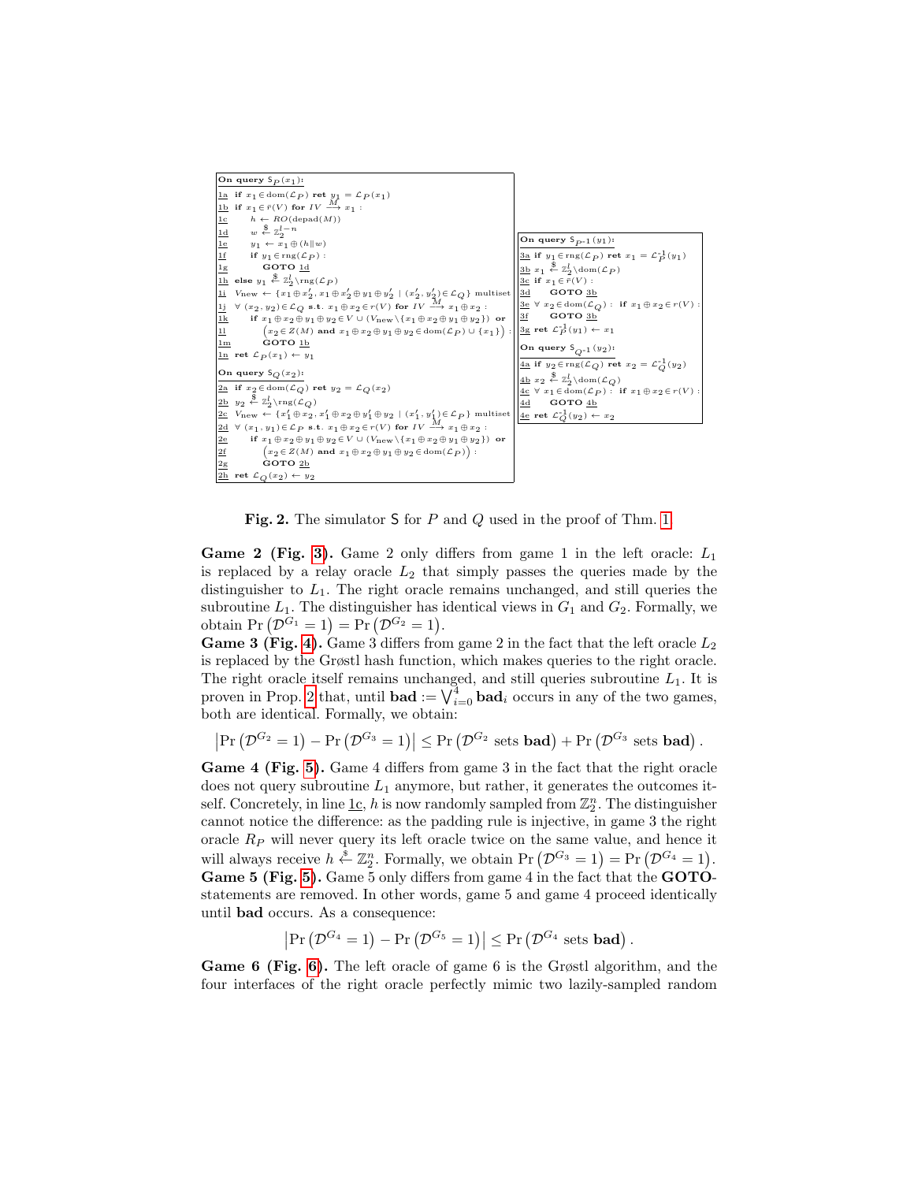```
On query S_P(x_1):
1a  if x_1 ∈ dom(L_P) ret y_1 = L_P(x_1)
1b  if x_1 ∈ r̄(V) for IV --M--> x_1 :
1c      h ← RO(depad(M))
1d      w ←$ Z_2^{l−n}
1e      y_1 ← x_1 ⊕ (h‖w)
1f      if y_1 ∈ rng(L_P) :
1g          GOTO 1d
1h  else y_1 ←$ Z_2^l \ rng(L_P)
1i  V_new ← {x_1 ⊕ x'_2, x_1 ⊕ x'_2 ⊕ y_1 ⊕ y'_2 | (x'_2, y'_2) ∈ L_Q} multiset
1j  ∀ (x_2, y_2) ∈ L_Q s.t. x_1 ⊕ x_2 ∈ r(V) for IV --M--> x_1 ⊕ x_2 :
1k      if x_1 ⊕ x_2 ⊕ y_1 ⊕ y_2 ∈ V ∪ (V_new \ {x_1 ⊕ x_2 ⊕ y_1 ⊕ y_2}) or
1l          (x_2 ∈ Z(M) and x_1 ⊕ x_2 ⊕ y_1 ⊕ y_2 ∈ dom(L_P) ∪ {x_1}) :
1m          GOTO 1b
1n  ret L_P(x_1) ← y_1

On query S_Q(x_2):
2a  if x_2 ∈ dom(L_Q) ret y_2 = L_Q(x_2)
2b  y_2 ←$ Z_2^l \ rng(L_Q)
2c  V_new ← {x'_1 ⊕ x_2, x'_1 ⊕ x_2 ⊕ y'_1 ⊕ y_2 | (x'_1, y'_1) ∈ L_P} multiset
2d  ∀ (x_1, y_1) ∈ L_P s.t. x_1 ⊕ x_2 ∈ r(V) for IV --M--> x_1 ⊕ x_2 :
2e      if x_1 ⊕ x_2 ⊕ y_1 ⊕ y_2 ∈ V ∪ (V_new \ {x_1 ⊕ x_2 ⊕ y_1 ⊕ y_2}) or
2f          (x_2 ∈ Z(M) and x_1 ⊕ x_2 ⊕ y_1 ⊕ y_2 ∈ dom(L_P)) :
2g          GOTO 2b
2h  ret L_Q(x_2) ← y_2

On query S_{P^-1}(y_1):
3a  if y_1 ∈ rng(L_P) ret x_1 = L_P^{-1}(y_1)
3b  x_1 ←$ Z_2^l \ dom(L_P)
3c  if x_1 ∈ r̄(V) :
3d      GOTO 3b
3e  ∀ x_2 ∈ dom(L_Q) : if x_1 ⊕ x_2 ∈ r(V) :
3f      GOTO 3b
3g  ret L_P^{-1}(y_1) ← x_1

On query S_{Q^-1}(y_2):
4a  if y_2 ∈ rng(L_Q) ret x_2 = L_Q^{-1}(y_2)
4b  x_2 ←$ Z_2^l \ dom(L_Q)
4c  ∀ x_1 ∈ dom(L_P) : if x_1 ⊕ x_2 ∈ r(V) :
4d      GOTO 4b
4e  ret L_Q^{-1}(y_2) ← x_2
```

**Fig. 2.** The simulator S for $P$ and $Q$ used in the proof of Thm. 1

**Game 2 (Fig. 3).** Game 2 only differs from game 1 in the left oracle: $L_1$ is replaced by a relay oracle $L_2$ that simply passes the queries made by the distinguisher to $L_1$. The right oracle remains unchanged, and still queries the subroutine $L_1$. The distinguisher has identical views in $G_1$ and $G_2$. Formally, we obtain $\Pr\left(\mathcal{D}^{G_1}=1\right)=\Pr\left(\mathcal{D}^{G_2}=1\right)$.

**Game 3 (Fig. 4).** Game 3 differs from game 2 in the fact that the left oracle $L_2$ is replaced by the Grøstl hash function, which makes queries to the right oracle. The right oracle itself remains unchanged, and still queries subroutine $L_1$. It is proven in Prop. 2 that, until $\mathbf{bad} := \bigvee_{i=0}^{4} \mathbf{bad}_i$ occurs in any of the two games, both are identical. Formally, we obtain:

$$\left|\Pr\left(\mathcal{D}^{G_2}=1\right)-\Pr\left(\mathcal{D}^{G_3}=1\right)\right| \leq \Pr\left(\mathcal{D}^{G_2} \text{ sets } \mathbf{bad}\right)+\Pr\left(\mathcal{D}^{G_3} \text{ sets } \mathbf{bad}\right).$$

**Game 4 (Fig. 5).** Game 4 differs from game 3 in the fact that the right oracle does not query subroutine $L_1$ anymore, but rather, it generates the outcomes itself. Concretely, in line 1c, $h$ is now randomly sampled from $\mathbb{Z}_2^n$. The distinguisher cannot notice the difference: as the padding rule is injective, in game 3 the right oracle $R_P$ will never query its left oracle twice on the same value, and hence it will always receive $h \xleftarrow{\$} \mathbb{Z}_2^n$. Formally, we obtain $\Pr\left(\mathcal{D}^{G_3}=1\right)=\Pr\left(\mathcal{D}^{G_4}=1\right)$.

**Game 5 (Fig. 5).** Game 5 only differs from game 4 in the fact that the **GOTO**-statements are removed. In other words, game 5 and game 4 proceed identically until **bad** occurs. As a consequence:

$$\left|\Pr\left(\mathcal{D}^{G_4}=1\right)-\Pr\left(\mathcal{D}^{G_5}=1\right)\right| \leq \Pr\left(\mathcal{D}^{G_4} \text{ sets } \mathbf{bad}\right).$$

**Game 6 (Fig. 6).** The left oracle of game 6 is the Grøstl algorithm, and the four interfaces of the right oracle perfectly mimic two lazily-sampled random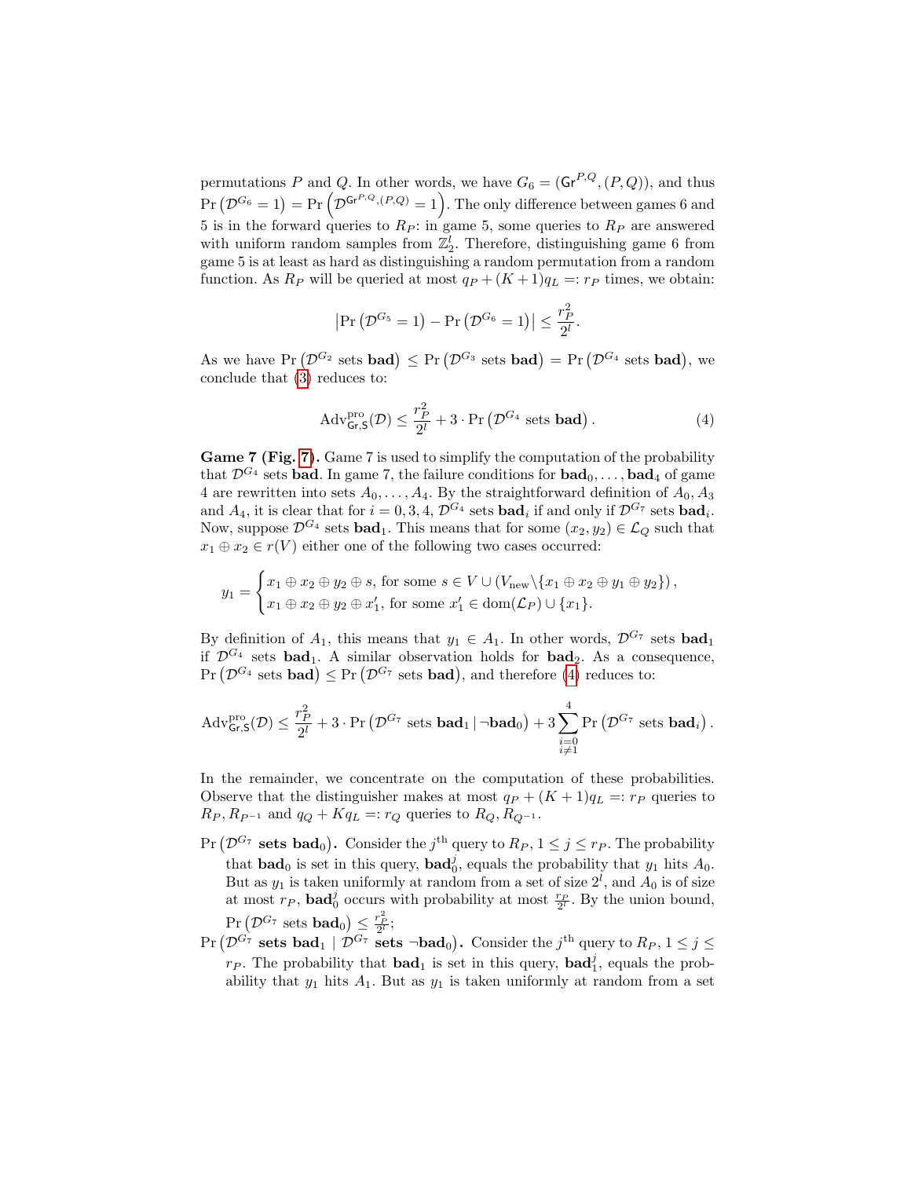permutations $P$ and $Q$. In other words, we have $G_6 = (\mathsf{Gr}^{P,Q}, (P,Q))$, and thus $\Pr\left(\mathcal{D}^{G_6} = 1\right) = \Pr\left(\mathcal{D}^{\mathsf{Gr}^{P,Q},(P,Q)} = 1\right)$. The only difference between games 6 and 5 is in the forward queries to $R_P$: in game 5, some queries to $R_P$ are answered with uniform random samples from $\mathbb{Z}_2^l$. Therefore, distinguishing game 6 from game 5 is at least as hard as distinguishing a random permutation from a random function. As $R_P$ will be queried at most $q_P + (K+1)q_L =: r_P$ times, we obtain:

$$\left|\Pr\left(\mathcal{D}^{G_5} = 1\right) - \Pr\left(\mathcal{D}^{G_6} = 1\right)\right| \leq \frac{r_P^2}{2^l}.$$

As we have $\Pr\left(\mathcal{D}^{G_2} \text{ sets } \mathbf{bad}\right) \leq \Pr\left(\mathcal{D}^{G_3} \text{ sets } \mathbf{bad}\right) = \Pr\left(\mathcal{D}^{G_4} \text{ sets } \mathbf{bad}\right)$, we conclude that (3) reduces to:

$$\mathrm{Adv}^{\mathrm{pro}}_{\mathsf{Gr},\mathsf{S}}(\mathcal{D}) \leq \frac{r_P^2}{2^l} + 3 \cdot \Pr\left(\mathcal{D}^{G_4} \text{ sets } \mathbf{bad}\right). \tag{4}$$

**Game 7 (Fig. 7).** Game 7 is used to simplify the computation of the probability that $\mathcal{D}^{G_4}$ sets $\mathbf{bad}$. In game 7, the failure conditions for $\mathbf{bad}_0, \ldots, \mathbf{bad}_4$ of game 4 are rewritten into sets $A_0, \ldots, A_4$. By the straightforward definition of $A_0, A_3$ and $A_4$, it is clear that for $i = 0, 3, 4$, $\mathcal{D}^{G_4}$ sets $\mathbf{bad}_i$ if and only if $\mathcal{D}^{G_7}$ sets $\mathbf{bad}_i$. Now, suppose $\mathcal{D}^{G_4}$ sets $\mathbf{bad}_1$. This means that for some $(x_2, y_2) \in \mathcal{L}_Q$ such that $x_1 \oplus x_2 \in r(V)$ either one of the following two cases occurred:

$$y_1 = \begin{cases} x_1 \oplus x_2 \oplus y_2 \oplus s, \text{ for some } s \in V \cup (V_{\text{new}} \backslash \{x_1 \oplus x_2 \oplus y_1 \oplus y_2\}), \\ x_1 \oplus x_2 \oplus y_2 \oplus x_1', \text{ for some } x_1' \in \mathrm{dom}(\mathcal{L}_P) \cup \{x_1\}. \end{cases}$$

By definition of $A_1$, this means that $y_1 \in A_1$. In other words, $\mathcal{D}^{G_7}$ sets $\mathbf{bad}_1$ if $\mathcal{D}^{G_4}$ sets $\mathbf{bad}_1$. A similar observation holds for $\mathbf{bad}_2$. As a consequence, $\Pr\left(\mathcal{D}^{G_4} \text{ sets } \mathbf{bad}\right) \leq \Pr\left(\mathcal{D}^{G_7} \text{ sets } \mathbf{bad}\right)$, and therefore (4) reduces to:

$$\mathrm{Adv}^{\mathrm{pro}}_{\mathsf{Gr},\mathsf{S}}(\mathcal{D}) \leq \frac{r_P^2}{2^l} + 3 \cdot \Pr\left(\mathcal{D}^{G_7} \text{ sets } \mathbf{bad}_1 \,|\, \neg\mathbf{bad}_0\right) + 3 \sum_{\substack{i=0 \\ i \neq 1}}^{4} \Pr\left(\mathcal{D}^{G_7} \text{ sets } \mathbf{bad}_i\right).$$

In the remainder, we concentrate on the computation of these probabilities. Observe that the distinguisher makes at most $q_P + (K+1)q_L =: r_P$ queries to $R_P, R_{P^{-1}}$ and $q_Q + Kq_L =: r_Q$ queries to $R_Q, R_{Q^{-1}}$.

**$\Pr\left(\mathcal{D}^{G_7} \text{ sets } \mathbf{bad}_0\right)$.** Consider the $j^{\text{th}}$ query to $R_P$, $1 \leq j \leq r_P$. The probability that $\mathbf{bad}_0$ is set in this query, $\mathbf{bad}_0^j$, equals the probability that $y_1$ hits $A_0$. But as $y_1$ is taken uniformly at random from a set of size $2^l$, and $A_0$ is of size at most $r_P$, $\mathbf{bad}_0^j$ occurs with probability at most $\frac{r_P}{2^l}$. By the union bound, $\Pr\left(\mathcal{D}^{G_7} \text{ sets } \mathbf{bad}_0\right) \leq \frac{r_P^2}{2^l}$;

**$\Pr\left(\mathcal{D}^{G_7} \text{ sets } \mathbf{bad}_1 \mid \mathcal{D}^{G_7} \text{ sets } \neg\mathbf{bad}_0\right)$.** Consider the $j^{\text{th}}$ query to $R_P$, $1 \leq j \leq r_P$. The probability that $\mathbf{bad}_1$ is set in this query, $\mathbf{bad}_1^j$, equals the probability that $y_1$ hits $A_1$. But as $y_1$ is taken uniformly at random from a set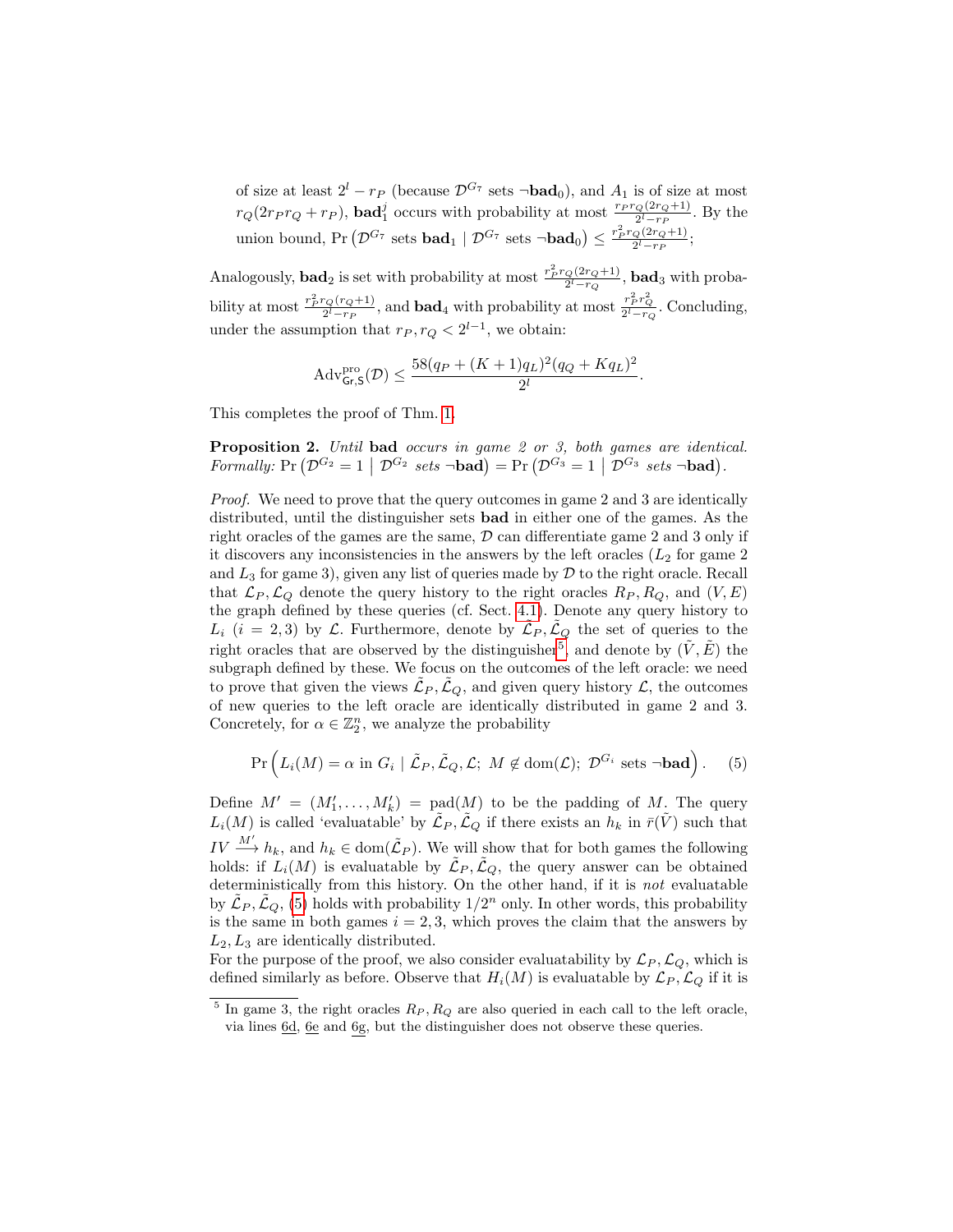of size at least $2^l - r_P$ (because $\mathcal{D}^{G_7}$ sets $\neg\mathbf{bad}_0$), and $A_1$ is of size at most $r_Q(2r_P r_Q + r_P)$, $\mathbf{bad}_1^j$ occurs with probability at most $\frac{r_P r_Q(2r_Q+1)}{2^l - r_P}$. By the union bound, $\Pr\left(\mathcal{D}^{G_7} \text{ sets } \mathbf{bad}_1 \mid \mathcal{D}^{G_7} \text{ sets } \neg\mathbf{bad}_0\right) \leq \frac{r_P^2 r_Q(2r_Q+1)}{2^l - r_P}$;

Analogously, $\mathbf{bad}_2$ is set with probability at most $\frac{r_P^2 r_Q(2r_Q+1)}{2^l - r_Q}$, $\mathbf{bad}_3$ with probability at most $\frac{r_P^2 r_Q(r_Q+1)}{2^l - r_P}$, and $\mathbf{bad}_4$ with probability at most $\frac{r_P^2 r_Q^2}{2^l - r_Q}$. Concluding, under the assumption that $r_P, r_Q < 2^{l-1}$, we obtain:

$$\mathrm{Adv}^{\mathrm{pro}}_{\mathsf{Gr},\mathsf{S}}(\mathcal{D}) \leq \frac{58(q_P + (K+1)q_L)^2(q_Q + Kq_L)^2}{2^l}.$$

This completes the proof of Thm. 1.

**Proposition 2.** *Until* **bad** *occurs in game 2 or 3, both games are identical. Formally:* $\Pr\left(\mathcal{D}^{G_2} = 1 \;\middle|\; \mathcal{D}^{G_2} \textit{ sets } \neg\mathbf{bad}\right) = \Pr\left(\mathcal{D}^{G_3} = 1 \;\middle|\; \mathcal{D}^{G_3} \textit{ sets } \neg\mathbf{bad}\right)$.

*Proof.* We need to prove that the query outcomes in game 2 and 3 are identically distributed, until the distinguisher sets **bad** in either one of the games. As the right oracles of the games are the same, $\mathcal{D}$ can differentiate game 2 and 3 only if it discovers any inconsistencies in the answers by the left oracles ($L_2$ for game 2 and $L_3$ for game 3), given any list of queries made by $\mathcal{D}$ to the right oracle. Recall that $\mathcal{L}_P, \mathcal{L}_Q$ denote the query history to the right oracles $R_P, R_Q$, and $(V, E)$ the graph defined by these queries (cf. Sect. 4.1). Denote any query history to $L_i$ $(i = 2, 3)$ by $\mathcal{L}$. Furthermore, denote by $\tilde{\mathcal{L}}_P, \tilde{\mathcal{L}}_Q$ the set of queries to the right oracles that are observed by the distinguisher[5], and denote by $(\tilde{V}, \tilde{E})$ the subgraph defined by these. We focus on the outcomes of the left oracle: we need to prove that given the views $\tilde{\mathcal{L}}_P, \tilde{\mathcal{L}}_Q$, and given query history $\mathcal{L}$, the outcomes of new queries to the left oracle are identically distributed in game 2 and 3. Concretely, for $\alpha \in \mathbb{Z}_2^n$, we analyze the probability

$$\Pr\Big(L_i(M) = \alpha \text{ in } G_i \mid \tilde{\mathcal{L}}_P, \tilde{\mathcal{L}}_Q, \mathcal{L};\; M \notin \mathrm{dom}(\mathcal{L});\; \mathcal{D}^{G_i} \text{ sets } \neg\mathbf{bad}\Big). \quad (5)$$

Define $M' = (M_1', \ldots, M_k') = \mathrm{pad}(M)$ to be the padding of $M$. The query $L_i(M)$ is called 'evaluatable' by $\tilde{\mathcal{L}}_P, \tilde{\mathcal{L}}_Q$ if there exists an $h_k$ in $\bar{r}(\tilde{V})$ such that $IV \xrightarrow{M'} h_k$, and $h_k \in \mathrm{dom}(\tilde{\mathcal{L}}_P)$. We will show that for both games the following holds: if $L_i(M)$ is evaluatable by $\tilde{\mathcal{L}}_P, \tilde{\mathcal{L}}_Q$, the query answer can be obtained deterministically from this history. On the other hand, if it is *not* evaluatable by $\tilde{\mathcal{L}}_P, \tilde{\mathcal{L}}_Q$, (5) holds with probability $1/2^n$ only. In other words, this probability is the same in both games $i = 2, 3$, which proves the claim that the answers by $L_2, L_3$ are identically distributed.

For the purpose of the proof, we also consider evaluatability by $\mathcal{L}_P, \mathcal{L}_Q$, which is defined similarly as before. Observe that $H_i(M)$ is evaluatable by $\mathcal{L}_P, \mathcal{L}_Q$ if it is

[5] In game 3, the right oracles $R_P, R_Q$ are also queried in each call to the left oracle, via lines 6d, 6e and 6g, but the distinguisher does not observe these queries.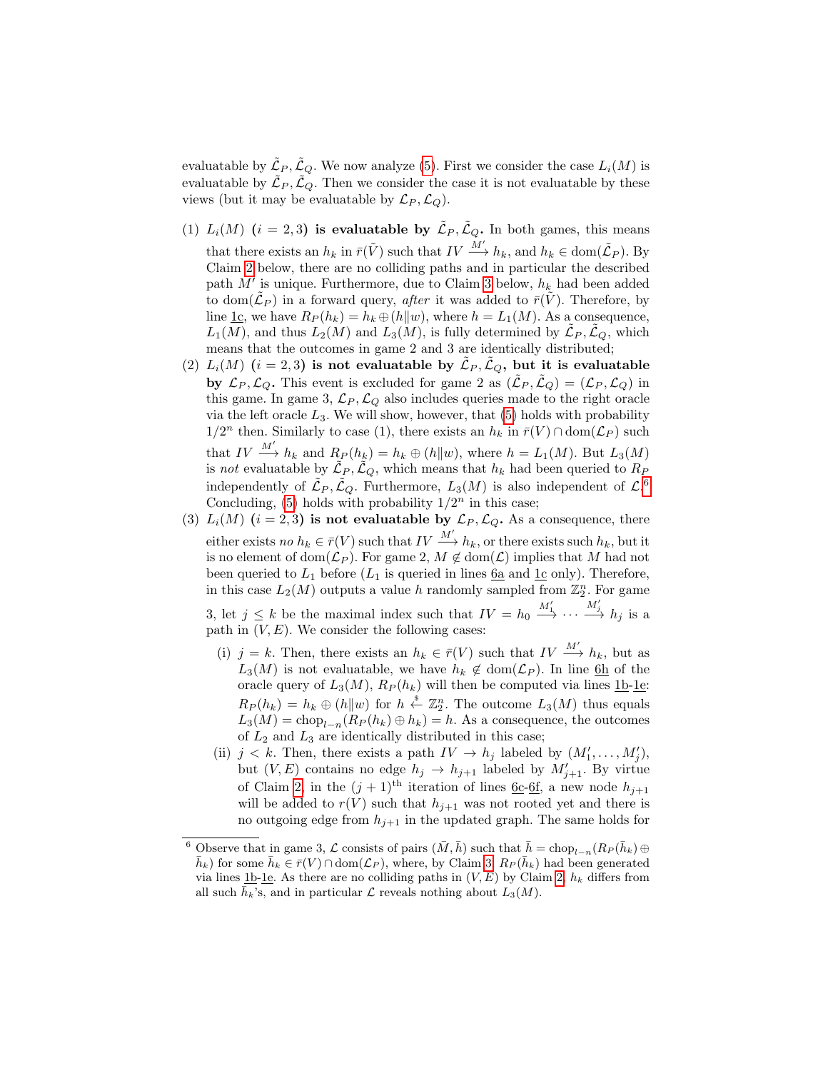evaluatable by $\tilde{\mathcal{L}}_P, \tilde{\mathcal{L}}_Q$. We now analyze (5). First we consider the case $L_i(M)$ is evaluatable by $\tilde{\mathcal{L}}_P, \tilde{\mathcal{L}}_Q$. Then we consider the case it is not evaluatable by these views (but it may be evaluatable by $\mathcal{L}_P, \mathcal{L}_Q$).

(1) **$L_i(M)$ ($i = 2, 3$) is evaluatable by $\tilde{\mathcal{L}}_P, \tilde{\mathcal{L}}_Q$.** In both games, this means that there exists an $h_k$ in $\bar{r}(\tilde{V})$ such that $IV \xrightarrow{M'} h_k$, and $h_k \in \mathrm{dom}(\tilde{\mathcal{L}}_P)$. By Claim 2 below, there are no colliding paths and in particular the described path $M'$ is unique. Furthermore, due to Claim 3 below, $h_k$ had been added to $\mathrm{dom}(\tilde{\mathcal{L}}_P)$ in a forward query, *after* it was added to $\bar{r}(\tilde{V})$. Therefore, by line 1c, we have $R_P(h_k) = h_k \oplus (h\|w)$, where $h = L_1(M)$. As a consequence, $L_1(M)$, and thus $L_2(M)$ and $L_3(M)$, is fully determined by $\tilde{\mathcal{L}}_P, \tilde{\mathcal{L}}_Q$, which means that the outcomes in game 2 and 3 are identically distributed;

(2) **$L_i(M)$ ($i = 2, 3$) is not evaluatable by $\tilde{\mathcal{L}}_P, \tilde{\mathcal{L}}_Q$, but it is evaluatable by $\mathcal{L}_P, \mathcal{L}_Q$.** This event is excluded for game 2 as $(\tilde{\mathcal{L}}_P, \tilde{\mathcal{L}}_Q) = (\mathcal{L}_P, \mathcal{L}_Q)$ in this game. In game 3, $\mathcal{L}_P, \mathcal{L}_Q$ also includes queries made to the right oracle via the left oracle $L_3$. We will show, however, that (5) holds with probability $1/2^n$ then. Similarly to case (1), there exists an $h_k$ in $\bar{r}(V) \cap \mathrm{dom}(\mathcal{L}_P)$ such that $IV \xrightarrow{M'} h_k$ and $R_P(h_k) = h_k \oplus (h\|w)$, where $h = L_1(M)$. But $L_3(M)$ is *not* evaluatable by $\tilde{\mathcal{L}}_P, \tilde{\mathcal{L}}_Q$, which means that $h_k$ had been queried to $R_P$ independently of $\tilde{\mathcal{L}}_P, \tilde{\mathcal{L}}_Q$. Furthermore, $L_3(M)$ is also independent of $\mathcal{L}$.[6] Concluding, (5) holds with probability $1/2^n$ in this case;

(3) **$L_i(M)$ ($i = 2, 3$) is not evaluatable by $\mathcal{L}_P, \mathcal{L}_Q$.** As a consequence, there either exists *no* $h_k \in \bar{r}(V)$ such that $IV \xrightarrow{M'} h_k$, or there exists such $h_k$, but it is no element of $\mathrm{dom}(\mathcal{L}_P)$. For game 2, $M \notin \mathrm{dom}(\mathcal{L})$ implies that $M$ had not been queried to $L_1$ before ($L_1$ is queried in lines 6a and 1c only). Therefore, in this case $L_2(M)$ outputs a value $h$ randomly sampled from $\mathbb{Z}_2^n$. For game 3, let $j \leq k$ be the maximal index such that $IV = h_0 \xrightarrow{M'_1} \cdots \xrightarrow{M'_j} h_j$ is a path in $(V, E)$. We consider the following cases:

   (i) $j = k$. Then, there exists an $h_k \in \bar{r}(V)$ such that $IV \xrightarrow{M'} h_k$, but as $L_3(M)$ is not evaluatable, we have $h_k \notin \mathrm{dom}(\mathcal{L}_P)$. In line 6h of the oracle query of $L_3(M)$, $R_P(h_k)$ will then be computed via lines 1b-1e: $R_P(h_k) = h_k \oplus (h\|w)$ for $h \xleftarrow{\$} \mathbb{Z}_2^n$. The outcome $L_3(M)$ thus equals $L_3(M) = \mathrm{chop}_{l-n}(R_P(h_k) \oplus h_k) = h$. As a consequence, the outcomes of $L_2$ and $L_3$ are identically distributed in this case;

   (ii) $j < k$. Then, there exists a path $IV \to h_j$ labeled by $(M'_1, \ldots, M'_j)$, but $(V, E)$ contains no edge $h_j \to h_{j+1}$ labeled by $M'_{j+1}$. By virtue of Claim 2, in the $(j+1)^{\text{th}}$ iteration of lines 6c-6f, a new node $h_{j+1}$ will be added to $r(V)$ such that $h_{j+1}$ was not rooted yet and there is no outgoing edge from $h_{j+1}$ in the updated graph. The same holds for

---

[6] Observe that in game 3, $\mathcal{L}$ consists of pairs $(\bar{M}, \bar{h})$ such that $\bar{h} = \mathrm{chop}_{l-n}(R_P(\bar{h}_k) \oplus \bar{h}_k)$ for some $\bar{h}_k \in \bar{r}(V) \cap \mathrm{dom}(\mathcal{L}_P)$, where, by Claim 3, $R_P(\bar{h}_k)$ had been generated via lines 1b-1e. As there are no colliding paths in $(V, E)$ by Claim 2, $h_k$ differs from all such $\bar{h}_k$'s, and in particular $\mathcal{L}$ reveals nothing about $L_3(M)$.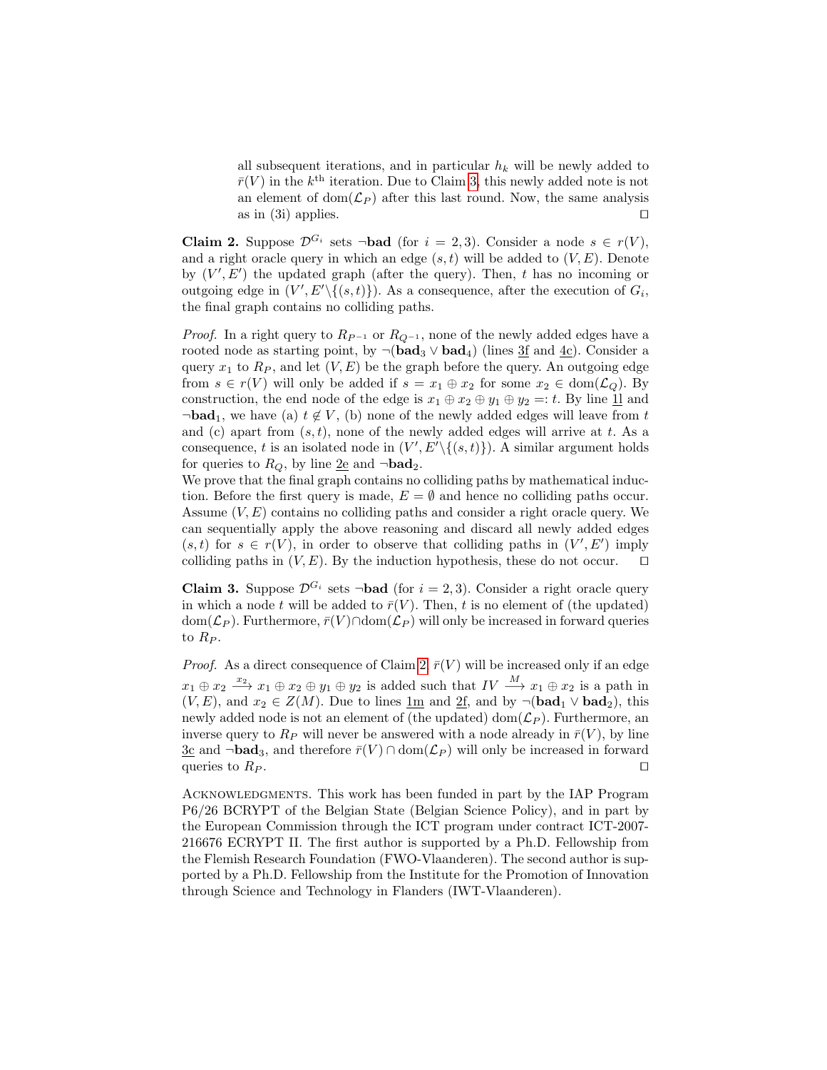all subsequent iterations, and in particular $h_k$ will be newly added to $\bar{r}(V)$ in the $k^{\text{th}}$ iteration. Due to Claim 3, this newly added note is not an element of $\text{dom}(\mathcal{L}_P)$ after this last round. Now, the same analysis as in (3i) applies. □

**Claim 2.** Suppose $\mathcal{D}^{G_i}$ sets $\neg\mathbf{bad}$ (for $i = 2, 3$). Consider a node $s \in r(V)$, and a right oracle query in which an edge $(s,t)$ will be added to $(V, E)$. Denote by $(V', E')$ the updated graph (after the query). Then, $t$ has no incoming or outgoing edge in $(V', E' \backslash \{(s,t)\})$. As a consequence, after the execution of $G_i$, the final graph contains no colliding paths.

*Proof.* In a right query to $R_{P^{-1}}$ or $R_{Q^{-1}}$, none of the newly added edges have a rooted node as starting point, by $\neg(\mathbf{bad}_3 \vee \mathbf{bad}_4)$ (lines 3f and 4c). Consider a query $x_1$ to $R_P$, and let $(V, E)$ be the graph before the query. An outgoing edge from $s \in r(V)$ will only be added if $s = x_1 \oplus x_2$ for some $x_2 \in \text{dom}(\mathcal{L}_Q)$. By construction, the end node of the edge is $x_1 \oplus x_2 \oplus y_1 \oplus y_2 =: t$. By line 1l and $\neg\mathbf{bad}_1$, we have (a) $t \notin V$, (b) none of the newly added edges will leave from $t$ and (c) apart from $(s,t)$, none of the newly added edges will arrive at $t$. As a consequence, $t$ is an isolated node in $(V', E' \backslash \{(s,t)\})$. A similar argument holds for queries to $R_Q$, by line 2e and $\neg\mathbf{bad}_2$.
We prove that the final graph contains no colliding paths by mathematical induction. Before the first query is made, $E = \emptyset$ and hence no colliding paths occur. Assume $(V, E)$ contains no colliding paths and consider a right oracle query. We can sequentially apply the above reasoning and discard all newly added edges $(s,t)$ for $s \in r(V)$, in order to observe that colliding paths in $(V', E')$ imply colliding paths in $(V, E)$. By the induction hypothesis, these do not occur. □

**Claim 3.** Suppose $\mathcal{D}^{G_i}$ sets $\neg\mathbf{bad}$ (for $i = 2, 3$). Consider a right oracle query in which a node $t$ will be added to $\bar{r}(V)$. Then, $t$ is no element of (the updated) $\text{dom}(\mathcal{L}_P)$. Furthermore, $\bar{r}(V) \cap \text{dom}(\mathcal{L}_P)$ will only be increased in forward queries to $R_P$.

*Proof.* As a direct consequence of Claim 2, $\bar{r}(V)$ will be increased only if an edge $x_1 \oplus x_2 \xrightarrow{x_2} x_1 \oplus x_2 \oplus y_1 \oplus y_2$ is added such that $IV \xrightarrow{M} x_1 \oplus x_2$ is a path in $(V, E)$, and $x_2 \in Z(M)$. Due to lines 1m and 2f, and by $\neg(\mathbf{bad}_1 \vee \mathbf{bad}_2)$, this newly added node is not an element of (the updated) $\text{dom}(\mathcal{L}_P)$. Furthermore, an inverse query to $R_P$ will never be answered with a node already in $\bar{r}(V)$, by line 3c and $\neg\mathbf{bad}_3$, and therefore $\bar{r}(V) \cap \text{dom}(\mathcal{L}_P)$ will only be increased in forward queries to $R_P$. □

Acknowledgments. This work has been funded in part by the IAP Program P6/26 BCRYPT of the Belgian State (Belgian Science Policy), and in part by the European Commission through the ICT program under contract ICT-2007-216676 ECRYPT II. The first author is supported by a Ph.D. Fellowship from the Flemish Research Foundation (FWO-Vlaanderen). The second author is supported by a Ph.D. Fellowship from the Institute for the Promotion of Innovation through Science and Technology in Flanders (IWT-Vlaanderen).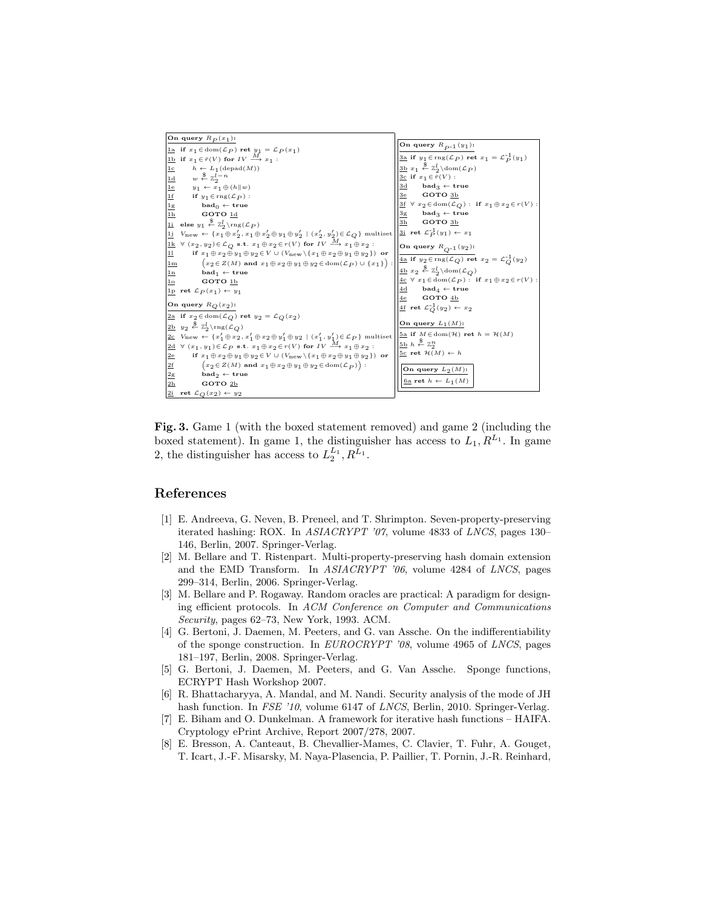```
On query R_P(x1):
1a  if x1 ∈ dom(L_P) ret y1 = L_P(x1)
1b  if x1 ∈ r̄(V) for IV --M--> x1 :
1c      h ← L1(depad(M))
1d      w <-$ Z_2^{l-n}
1e      y1 ← x1 ⊕ (h‖w)
1f      if y1 ∈ rng(L_P) :
1g          bad0 ← true
1h          GOTO 1d
1i  else y1 <-$ Z_2^l \ rng(L_P)
1j  V_new ← {x1 ⊕ x2', x1 ⊕ x2' ⊕ y1 ⊕ y2' | (x2', y2') ∈ L_Q} multiset
1k  ∀ (x2, y2) ∈ L_Q s.t. x1 ⊕ x2 ∈ r(V) for IV --M--> x1 ⊕ x2 :
1l      if x1 ⊕ x2 ⊕ y1 ⊕ y2 ∈ V ∪ (V_new \ {x1 ⊕ x2 ⊕ y1 ⊕ y2}) or
1m         (x2 ∈ Z(M) and x1 ⊕ x2 ⊕ y1 ⊕ y2 ∈ dom(L_P) ∪ {x1}) :
1n          bad1 ← true
1o          GOTO 1b
1p  ret L_P(x1) ← y1

On query R_Q(x2):
2a  if x2 ∈ dom(L_Q) ret y2 = L_Q(x2)
2b  y2 <-$ Z_2^l \ rng(L_Q)
2c  V_new ← {x1' ⊕ x2, x1' ⊕ x2 ⊕ y1' ⊕ y2 | (x1', y1') ∈ L_P} multiset
2d  ∀ (x1, y1) ∈ L_P s.t. x1 ⊕ x2 ∈ r(V) for IV --M--> x1 ⊕ x2 :
2e      if x1 ⊕ x2 ⊕ y1 ⊕ y2 ∈ V ∪ (V_new \ {x1 ⊕ x2 ⊕ y1 ⊕ y2}) or
2f         (x2 ∈ Z(M) and x1 ⊕ x2 ⊕ y1 ⊕ y2 ∈ dom(L_P)) :
2g          bad2 ← true
2h          GOTO 2b
2i  ret L_Q(x2) ← y2

On query R_{P^-1}(y1):
3a  if y1 ∈ rng(L_P) ret x1 = L_P^{-1}(y1)
3b  x1 <-$ Z_2^l \ dom(L_P)
3c  if x1 ∈ r̄(V) :
3d      bad3 ← true
3e      GOTO 3b
3f  ∀ x2 ∈ dom(L_Q) : if x1 ⊕ x2 ∈ r(V) :
3g      bad3 ← true
3h      GOTO 3b
3i  ret L_P^{-1}(y1) ← x1

On query R_{Q^-1}(y2):
4a  if y2 ∈ rng(L_Q) ret x2 = L_Q^{-1}(y2)
4b  x2 <-$ Z_2^l \ dom(L_Q)
4c  ∀ x1 ∈ dom(L_P) : if x1 ⊕ x2 ∈ r(V) :
4d      bad4 ← true
4e      GOTO 4b
4f  ret L_Q^{-1}(y2) ← x2

On query L1(M):
5a  if M ∈ dom(H) ret h = H(M)
5b  h <-$ Z_2^n
5c  ret H(M) ← h

[ On query L2(M):
  6a  ret h ← L1(M) ]
```

**Fig. 3.** Game 1 (with the boxed statement removed) and game 2 (including the boxed statement). In game 1, the distinguisher has access to $L_1, R^{L_1}$. In game 2, the distinguisher has access to $L_2^{L_1}, R^{L_1}$.

## References

[1] E. Andreeva, G. Neven, B. Preneel, and T. Shrimpton. Seven-property-preserving iterated hashing: ROX. In *ASIACRYPT '07*, volume 4833 of *LNCS*, pages 130–146, Berlin, 2007. Springer-Verlag.

[2] M. Bellare and T. Ristenpart. Multi-property-preserving hash domain extension and the EMD Transform. In *ASIACRYPT '06*, volume 4284 of *LNCS*, pages 299–314, Berlin, 2006. Springer-Verlag.

[3] M. Bellare and P. Rogaway. Random oracles are practical: A paradigm for designing efficient protocols. In *ACM Conference on Computer and Communications Security*, pages 62–73, New York, 1993. ACM.

[4] G. Bertoni, J. Daemen, M. Peeters, and G. van Assche. On the indifferentiability of the sponge construction. In *EUROCRYPT '08*, volume 4965 of *LNCS*, pages 181–197, Berlin, 2008. Springer-Verlag.

[5] G. Bertoni, J. Daemen, M. Peeters, and G. Van Assche. Sponge functions, ECRYPT Hash Workshop 2007.

[6] R. Bhattacharyya, A. Mandal, and M. Nandi. Security analysis of the mode of JH hash function. In *FSE '10*, volume 6147 of *LNCS*, Berlin, 2010. Springer-Verlag.

[7] E. Biham and O. Dunkelman. A framework for iterative hash functions – HAIFA. Cryptology ePrint Archive, Report 2007/278, 2007.

[8] E. Bresson, A. Canteaut, B. Chevallier-Mames, C. Clavier, T. Fuhr, A. Gouget, T. Icart, J.-F. Misarsky, M. Naya-Plasencia, P. Paillier, T. Pornin, J.-R. Reinhard,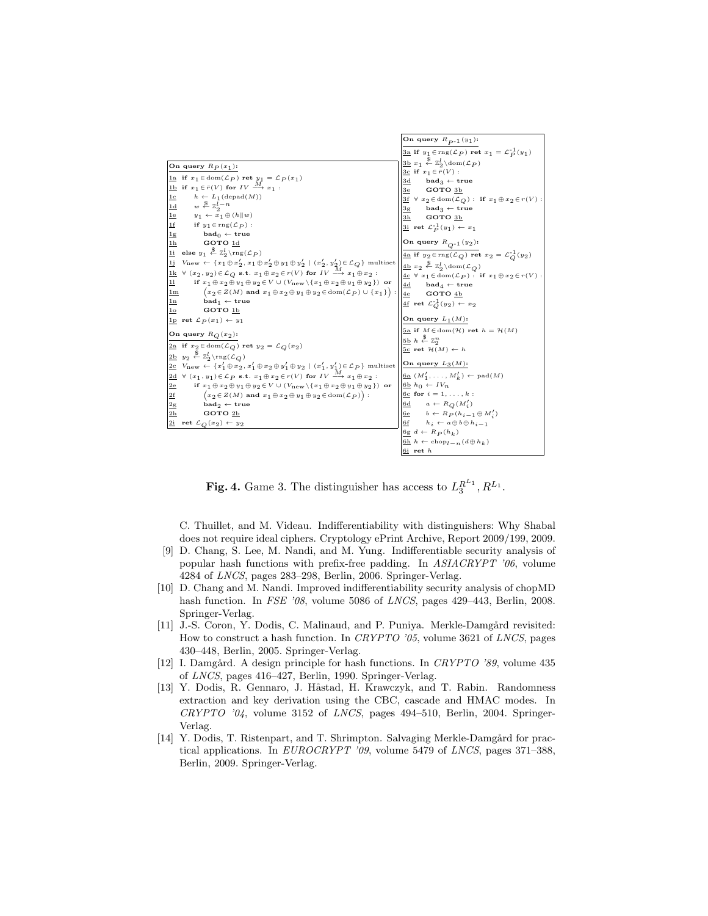```
On query R_P(x1):
1a  if x1 ∈ dom(L_P) ret y1 = L_P(x1)
1b  if x1 ∈ r̄(V) for IV --M--> x1 :
1c      h ← L_1(depad(M))
1d      w <-$- Z_2^{l-n}
1e      y1 ← x1 ⊕ (h‖w)
1f      if y1 ∈ rng(L_P) :
1g          bad_0 ← true
1h          GOTO 1d
1i  else y1 <-$- Z_2^l \ rng(L_P)
1j  V_new ← {x1 ⊕ x2', x1 ⊕ x2' ⊕ y1 ⊕ y2' | (x2', y2') ∈ L_Q} multiset
1k  ∀ (x2, y2) ∈ L_Q s.t. x1 ⊕ x2 ∈ r(V) for IV --M--> x1 ⊕ x2 :
1l      if x1 ⊕ x2 ⊕ y1 ⊕ y2 ∈ V ∪ (V_new \ {x1 ⊕ x2 ⊕ y1 ⊕ y2}) or
1m      (x2 ∈ Z(M) and x1 ⊕ x2 ⊕ y1 ⊕ y2 ∈ dom(L_P) ∪ {x1}) :
1n          bad_1 ← true
1o          GOTO 1b
1p  ret L_P(x1) ← y1

On query R_Q(x2):
2a  if x2 ∈ dom(L_Q) ret y2 = L_Q(x2)
2b  y2 <-$- Z_2^l \ rng(L_Q)
2c  V_new ← {x1' ⊕ x2, x1' ⊕ x2 ⊕ y1' ⊕ y2 | (x1', y1') ∈ L_P} multiset
2d  ∀ (x1, y1) ∈ L_P s.t. x1 ⊕ x2 ∈ r(V) for IV --M--> x1 ⊕ x2 :
2e      if x1 ⊕ x2 ⊕ y1 ⊕ y2 ∈ V ∪ (V_new \ {x1 ⊕ x2 ⊕ y1 ⊕ y2}) or
2f      (x2 ∈ Z(M) and x1 ⊕ x2 ⊕ y1 ⊕ y2 ∈ dom(L_P)) :
2g          bad_2 ← true
2h          GOTO 2b
2i  ret L_Q(x2) ← y2

On query R_P^-1(y1):
3a  if y1 ∈ rng(L_P) ret x1 = L_P^-1(y1)
3b  x1 <-$- Z_2^l \ dom(L_P)
3c  if x1 ∈ r̄(V) :
3d      bad_3 ← true
3e      GOTO 3b
3f  ∀ x2 ∈ dom(L_Q) : if x1 ⊕ x2 ∈ r(V) :
3g      bad_3 ← true
3h      GOTO 3b
3i  ret L_P^-1(y1) ← x1

On query R_Q^-1(y2):
4a  if y2 ∈ rng(L_Q) ret x2 = L_Q^-1(y2)
4b  x2 <-$- Z_2^l \ dom(L_Q)
4c  ∀ x1 ∈ dom(L_P) : if x1 ⊕ x2 ∈ r(V) :
4d      bad_4 ← true
4e      GOTO 4b
4f  ret L_Q^-1(y2) ← x2

On query L_1(M):
5a  if M ∈ dom(H) ret h = H(M)
5b  h <-$- Z_2^n
5c  ret H(M) ← h

On query L_3(M):
6a  (M'_1, ..., M'_k) ← pad(M)
6b  h_0 ← IV_n
6c  for i = 1, ..., k :
6d      a ← R_Q(M'_i)
6e      b ← R_P(h_{i-1} ⊕ M'_i)
6f      h_i ← a ⊕ b ⊕ h_{i-1}
6g  d ← R_P(h_k)
6h  h ← chop_{l-n}(d ⊕ h_k)
6i  ret h
```

**Fig. 4.** Game 3. The distinguisher has access to $L_3^{R^{L_1}}, R^{L_1}$.

C. Thuillet, and M. Videau. Indifferentiability with distinguishers: Why Shabal does not require ideal ciphers. Cryptology ePrint Archive, Report 2009/199, 2009.

[9] D. Chang, S. Lee, M. Nandi, and M. Yung. Indifferentiable security analysis of popular hash functions with prefix-free padding. In *ASIACRYPT '06*, volume 4284 of *LNCS*, pages 283–298, Berlin, 2006. Springer-Verlag.

[10] D. Chang and M. Nandi. Improved indifferentiability security analysis of chopMD hash function. In *FSE '08*, volume 5086 of *LNCS*, pages 429–443, Berlin, 2008. Springer-Verlag.

[11] J.-S. Coron, Y. Dodis, C. Malinaud, and P. Puniya. Merkle-Damgård revisited: How to construct a hash function. In *CRYPTO '05*, volume 3621 of *LNCS*, pages 430–448, Berlin, 2005. Springer-Verlag.

[12] I. Damgård. A design principle for hash functions. In *CRYPTO '89*, volume 435 of *LNCS*, pages 416–427, Berlin, 1990. Springer-Verlag.

[13] Y. Dodis, R. Gennaro, J. Håstad, H. Krawczyk, and T. Rabin. Randomness extraction and key derivation using the CBC, cascade and HMAC modes. In *CRYPTO '04*, volume 3152 of *LNCS*, pages 494–510, Berlin, 2004. Springer-Verlag.

[14] Y. Dodis, T. Ristenpart, and T. Shrimpton. Salvaging Merkle-Damgård for practical applications. In *EUROCRYPT '09*, volume 5479 of *LNCS*, pages 371–388, Berlin, 2009. Springer-Verlag.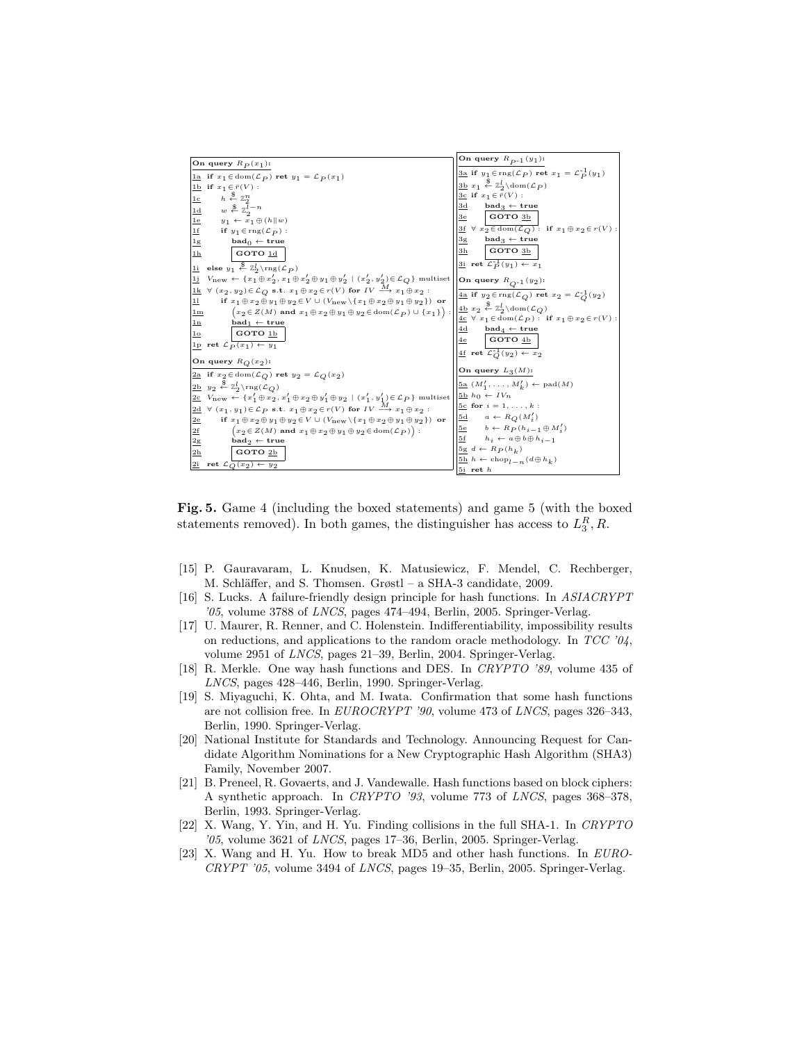```
On query R_P(x_1):
1a  if x_1 ∈ dom(L_P) ret y_1 = L_P(x_1)
1b  if x_1 ∈ r̄(V) :
1c      h ←$ Z_2^n
1d      w ←$ Z_2^{l-n}
1e      y_1 ← x_1 ⊕ (h||w)
1f      if y_1 ∈ rng(L_P) :
1g          bad_0 ← true
1h          [GOTO 1d]
1i  else y_1 ←$ Z_2^l \ rng(L_P)
1j  V_new ← {x_1 ⊕ x'_2, x_1 ⊕ x'_2 ⊕ y_1 ⊕ y'_2 | (x'_2, y'_2) ∈ L_Q} multiset
1k  ∀ (x_2, y_2) ∈ L_Q s.t. x_1 ⊕ x_2 ∈ r(V) for IV --M--> x_1 ⊕ x_2 :
1l      if x_1 ⊕ x_2 ⊕ y_1 ⊕ y_2 ∈ V ∪ (V_new \ {x_1 ⊕ x_2 ⊕ y_1 ⊕ y_2}) or
1m      (x_2 ∈ Z(M) and x_1 ⊕ x_2 ⊕ y_1 ⊕ y_2 ∈ dom(L_P) ∪ {x_1}) :
1n          bad_1 ← true
1o          [GOTO 1b]
1p  ret L_P(x_1) ← y_1

On query R_Q(x_2):
2a  if x_2 ∈ dom(L_Q) ret y_2 = L_Q(x_2)
2b  y_2 ←$ Z_2^l \ rng(L_Q)
2c  V_new ← {x'_1 ⊕ x_2, x'_1 ⊕ x_2 ⊕ y'_1 ⊕ y_2 | (x'_1, y'_1) ∈ L_P} multiset
2d  ∀ (x_1, y_1) ∈ L_P s.t. x_1 ⊕ x_2 ∈ r(V) for IV --M--> x_1 ⊕ x_2 :
2e      if x_1 ⊕ x_2 ⊕ y_1 ⊕ y_2 ∈ V ∪ (V_new \ {x_1 ⊕ x_2 ⊕ y_1 ⊕ y_2}) or
2f      (x_2 ∈ Z(M) and x_1 ⊕ x_2 ⊕ y_1 ⊕ y_2 ∈ dom(L_P)) :
2g          bad_2 ← true
2h          [GOTO 2b]
2i  ret L_Q(x_2) ← y_2

On query R_{P^-1}(y_1):
3a  if y_1 ∈ rng(L_P) ret x_1 = L_P^{-1}(y_1)
3b  x_1 ←$ Z_2^l \ dom(L_P)
3c  if x_1 ∈ r̄(V) :
3d      bad_3 ← true
3e      [GOTO 3b]
3f  ∀ x_2 ∈ dom(L_Q) : if x_1 ⊕ x_2 ∈ r(V) :
3g      bad_3 ← true
3h      [GOTO 3b]
3i  ret L_P^{-1}(y_1) ← x_1

On query R_{Q^-1}(y_2):
4a  if y_2 ∈ rng(L_Q) ret x_2 = L_Q^{-1}(y_2)
4b  x_2 ←$ Z_2^l \ dom(L_Q)
4c  ∀ x_1 ∈ dom(L_P) : if x_1 ⊕ x_2 ∈ r(V) :
4d      bad_4 ← true
4e      [GOTO 4b]
4f  ret L_Q^{-1}(y_2) ← x_2

On query L_3(M):
5a  (M'_1, ..., M'_k) ← pad(M)
5b  h_0 ← IV_n
5c  for i = 1, ..., k :
5d      a ← R_Q(M'_i)
5e      b ← R_P(h_{i-1} ⊕ M'_i)
5f      h_i ← a ⊕ b ⊕ h_{i-1}
5g  d ← R_P(h_k)
5h  h ← chop_{l-n}(d ⊕ h_k)
5i  ret h
```

**Fig. 5.** Game 4 (including the boxed statements) and game 5 (with the boxed statements removed). In both games, the distinguisher has access to $L_3^R, R$.

[15] P. Gauravaram, L. Knudsen, K. Matusiewicz, F. Mendel, C. Rechberger, M. Schläffer, and S. Thomsen. Grøstl – a SHA-3 candidate, 2009.

[16] S. Lucks. A failure-friendly design principle for hash functions. In *ASIACRYPT '05*, volume 3788 of *LNCS*, pages 474–494, Berlin, 2005. Springer-Verlag.

[17] U. Maurer, R. Renner, and C. Holenstein. Indifferentiability, impossibility results on reductions, and applications to the random oracle methodology. In *TCC '04*, volume 2951 of *LNCS*, pages 21–39, Berlin, 2004. Springer-Verlag.

[18] R. Merkle. One way hash functions and DES. In *CRYPTO '89*, volume 435 of *LNCS*, pages 428–446, Berlin, 1990. Springer-Verlag.

[19] S. Miyaguchi, K. Ohta, and M. Iwata. Confirmation that some hash functions are not collision free. In *EUROCRYPT '90*, volume 473 of *LNCS*, pages 326–343, Berlin, 1990. Springer-Verlag.

[20] National Institute for Standards and Technology. Announcing Request for Candidate Algorithm Nominations for a New Cryptographic Hash Algorithm (SHA3) Family, November 2007.

[21] B. Preneel, R. Govaerts, and J. Vandewalle. Hash functions based on block ciphers: A synthetic approach. In *CRYPTO '93*, volume 773 of *LNCS*, pages 368–378, Berlin, 1993. Springer-Verlag.

[22] X. Wang, Y. Yin, and H. Yu. Finding collisions in the full SHA-1. In *CRYPTO '05*, volume 3621 of *LNCS*, pages 17–36, Berlin, 2005. Springer-Verlag.

[23] X. Wang and H. Yu. How to break MD5 and other hash functions. In *EUROCRYPT '05*, volume 3494 of *LNCS*, pages 19–35, Berlin, 2005. Springer-Verlag.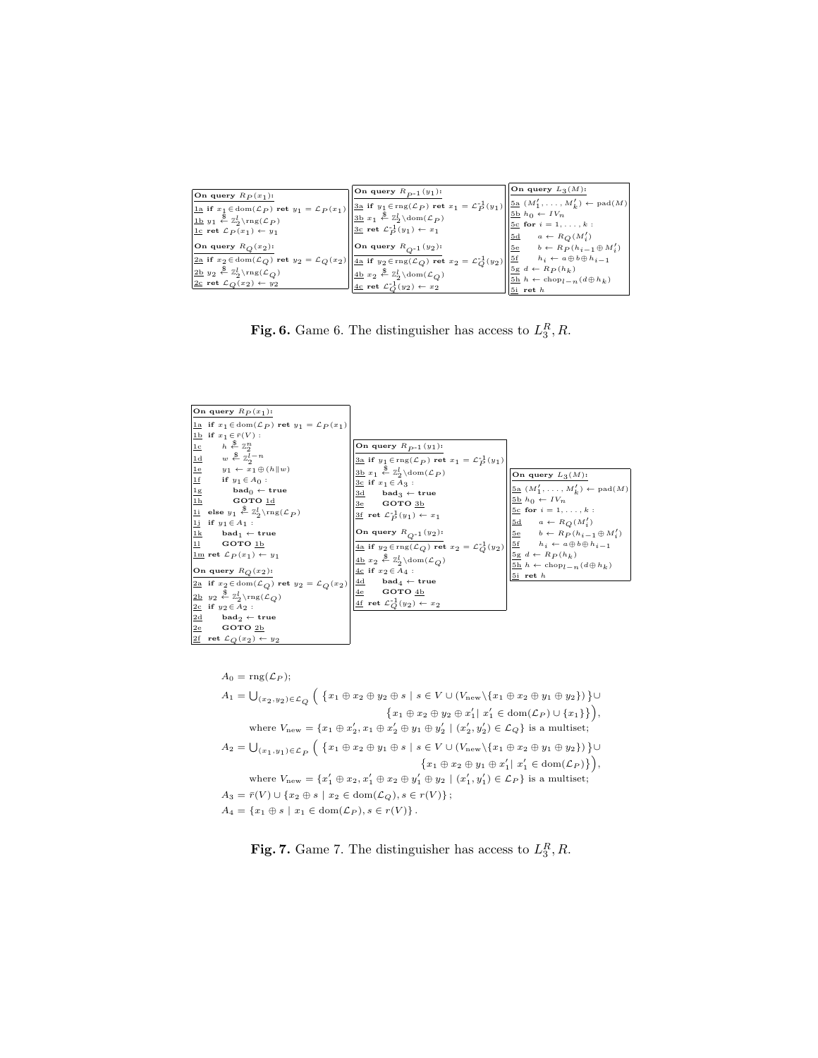```
On query R_P(x_1):
1a if x_1 ∈ dom(L_P) ret y_1 = L_P(x_1)
1b y_1 ←$ Z_2^l \ rng(L_P)
1c ret L_P(x_1) ← y_1

On query R_Q(x_2):
2a if x_2 ∈ dom(L_Q) ret y_2 = L_Q(x_2)
2b y_2 ←$ Z_2^l \ rng(L_Q)
2c ret L_Q(x_2) ← y_2
```

```
On query R_{P^-1}(y_1):
3a if y_1 ∈ rng(L_P) ret x_1 = L_P^{-1}(y_1)
3b x_1 ←$ Z_2^l \ dom(L_P)
3c ret L_P^{-1}(y_1) ← x_1

On query R_{Q^-1}(y_2):
4a if y_2 ∈ rng(L_Q) ret x_2 = L_Q^{-1}(y_2)
4b x_2 ←$ Z_2^l \ dom(L_Q)
4c ret L_Q^{-1}(y_2) ← x_2
```

```
On query L_3(M):
5a (M'_1, ..., M'_k) ← pad(M)
5b h_0 ← IV_n
5c for i = 1, ..., k :
5d     a ← R_Q(M'_i)
5e     b ← R_P(h_{i-1} ⊕ M'_i)
5f     h_i ← a ⊕ b ⊕ h_{i-1}
5g d ← R_P(h_k)
5h h ← chop_{l-n}(d ⊕ h_k)
5i ret h
```

**Fig. 6.** Game 6. The distinguisher has access to $L_3^R, R$.

```
On query R_P(x_1):
1a  if x_1 ∈ dom(L_P) ret y_1 = L_P(x_1)
1b  if x_1 ∈ r̄(V) :
1c      h ←$ Z_2^n
1d      w ←$ Z_2^{l-n}
1e      y_1 ← x_1 ⊕ (h‖w)
1f      if y_1 ∈ A_0 :
1g          bad_0 ← true
1h          GOTO 1d
1i  else y_1 ←$ Z_2^l \ rng(L_P)
1j  if y_1 ∈ A_1 :
1k      bad_1 ← true
1l      GOTO 1b
1m ret L_P(x_1) ← y_1

On query R_Q(x_2):
2a  if x_2 ∈ dom(L_Q) ret y_2 = L_Q(x_2)
2b  y_2 ←$ Z_2^l \ rng(L_Q)
2c  if y_2 ∈ A_2 :
2d      bad_2 ← true
2e      GOTO 2b
2f  ret L_Q(x_2) ← y_2
```

```
On query R_{P^-1}(y_1):
3a if y_1 ∈ rng(L_P) ret x_1 = L_P^{-1}(y_1)
3b x_1 ←$ Z_2^l \ dom(L_P)
3c if x_1 ∈ A_3 :
3d     bad_3 ← true
3e     GOTO 3b
3f ret L_P^{-1}(y_1) ← x_1

On query R_{Q^-1}(y_2):
4a if y_2 ∈ rng(L_Q) ret x_2 = L_Q^{-1}(y_2)
4b x_2 ←$ Z_2^l \ dom(L_Q)
4c if x_2 ∈ A_4 :
4d     bad_4 ← true
4e     GOTO 4b
4f ret L_Q^{-1}(y_2) ← x_2
```

```
On query L_3(M):
5a (M'_1, ..., M'_k) ← pad(M)
5b h_0 ← IV_n
5c for i = 1, ..., k :
5d     a ← R_Q(M'_i)
5e     b ← R_P(h_{i-1} ⊕ M'_i)
5f     h_i ← a ⊕ b ⊕ h_{i-1}
5g d ← R_P(h_k)
5h h ← chop_{l-n}(d ⊕ h_k)
5i ret h
```

$A_0 = \mathrm{rng}(\mathcal{L}_P);$

$$A_1 = \bigcup_{(x_2,y_2)\in\mathcal{L}_Q} \Big( \{x_1 \oplus x_2 \oplus y_2 \oplus s \mid s \in V \cup (V_{\mathrm{new}} \backslash \{x_1 \oplus x_2 \oplus y_1 \oplus y_2\})\} \cup \{x_1 \oplus x_2 \oplus y_2 \oplus x'_1 \mid x'_1 \in \mathrm{dom}(\mathcal{L}_P) \cup \{x_1\}\}\Big),$$

where $V_{\mathrm{new}} = \{x_1 \oplus x'_2, x_1 \oplus x'_2 \oplus y_1 \oplus y'_2 \mid (x'_2, y'_2) \in \mathcal{L}_Q\}$ is a multiset;

$$A_2 = \bigcup_{(x_1,y_1)\in\mathcal{L}_P} \Big( \{x_1 \oplus x_2 \oplus y_1 \oplus s \mid s \in V \cup (V_{\mathrm{new}} \backslash \{x_1 \oplus x_2 \oplus y_1 \oplus y_2\})\} \cup \{x_1 \oplus x_2 \oplus y_1 \oplus x'_1 \mid x'_1 \in \mathrm{dom}(\mathcal{L}_P)\}\Big),$$

where $V_{\mathrm{new}} = \{x'_1 \oplus x_2, x'_1 \oplus x_2 \oplus y'_1 \oplus y_2 \mid (x'_1, y'_1) \in \mathcal{L}_P\}$ is a multiset;

$A_3 = \bar{r}(V) \cup \{x_2 \oplus s \mid x_2 \in \mathrm{dom}(\mathcal{L}_Q), s \in r(V)\};$

$A_4 = \{x_1 \oplus s \mid x_1 \in \mathrm{dom}(\mathcal{L}_P), s \in r(V)\}.$

**Fig. 7.** Game 7. The distinguisher has access to $L_3^R, R$.